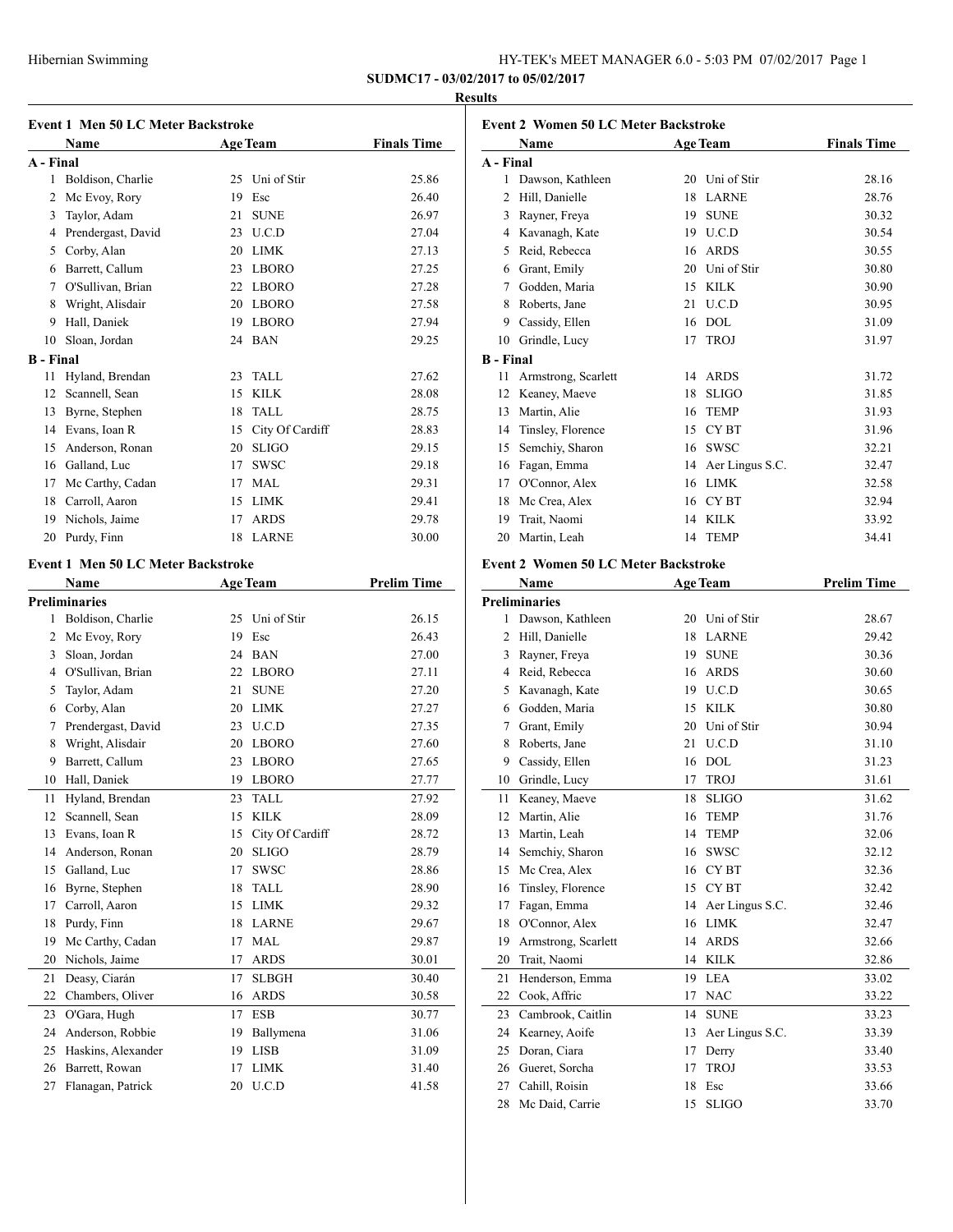Hibernian Swimming

HY-TEK's MEET MANAGER 6.0 - 5:03 PM 07/02/2017

**SUDMC17 - 03/02/2017 to 05/02/2017**

**Results**

### Event 1 Men 50 LC Meter Backstroke

| | Name | Age | Team | Finals Time |
|---|---|---|---|---|
| **A - Final** | | | | |
| 1 | Boldison, Charlie | 25 | Uni of Stir | 25.86 |
| 2 | Mc Evoy, Rory | 19 | Esc | 26.40 |
| 3 | Taylor, Adam | 21 | SUNE | 26.97 |
| 4 | Prendergast, David | 23 | U.C.D | 27.04 |
| 5 | Corby, Alan | 20 | LIMK | 27.13 |
| 6 | Barrett, Callum | 23 | LBORO | 27.25 |
| 7 | O'Sullivan, Brian | 22 | LBORO | 27.28 |
| 8 | Wright, Alisdair | 20 | LBORO | 27.58 |
| 9 | Hall, Daniek | 19 | LBORO | 27.94 |
| 10 | Sloan, Jordan | 24 | BAN | 29.25 |
| **B - Final** | | | | |
| 11 | Hyland, Brendan | 23 | TALL | 27.62 |
| 12 | Scannell, Sean | 15 | KILK | 28.08 |
| 13 | Byrne, Stephen | 18 | TALL | 28.75 |
| 14 | Evans, Ioan R | 15 | City Of Cardiff | 28.83 |
| 15 | Anderson, Ronan | 20 | SLIGO | 29.15 |
| 16 | Galland, Luc | 17 | SWSC | 29.18 |
| 17 | Mc Carthy, Cadan | 17 | MAL | 29.31 |
| 18 | Carroll, Aaron | 15 | LIMK | 29.41 |
| 19 | Nichols, Jaime | 17 | ARDS | 29.78 |
| 20 | Purdy, Finn | 18 | LARNE | 30.00 |

### Event 1 Men 50 LC Meter Backstroke

| | Name | Age | Team | Prelim Time |
|---|---|---|---|---|
| **Preliminaries** | | | | |
| 1 | Boldison, Charlie | 25 | Uni of Stir | 26.15 |
| 2 | Mc Evoy, Rory | 19 | Esc | 26.43 |
| 3 | Sloan, Jordan | 24 | BAN | 27.00 |
| 4 | O'Sullivan, Brian | 22 | LBORO | 27.11 |
| 5 | Taylor, Adam | 21 | SUNE | 27.20 |
| 6 | Corby, Alan | 20 | LIMK | 27.27 |
| 7 | Prendergast, David | 23 | U.C.D | 27.35 |
| 8 | Wright, Alisdair | 20 | LBORO | 27.60 |
| 9 | Barrett, Callum | 23 | LBORO | 27.65 |
| 10 | Hall, Daniek | 19 | LBORO | 27.77 |
| 11 | Hyland, Brendan | 23 | TALL | 27.92 |
| 12 | Scannell, Sean | 15 | KILK | 28.09 |
| 13 | Evans, Ioan R | 15 | City Of Cardiff | 28.72 |
| 14 | Anderson, Ronan | 20 | SLIGO | 28.79 |
| 15 | Galland, Luc | 17 | SWSC | 28.86 |
| 16 | Byrne, Stephen | 18 | TALL | 28.90 |
| 17 | Carroll, Aaron | 15 | LIMK | 29.32 |
| 18 | Purdy, Finn | 18 | LARNE | 29.67 |
| 19 | Mc Carthy, Cadan | 17 | MAL | 29.87 |
| 20 | Nichols, Jaime | 17 | ARDS | 30.01 |
| 21 | Deasy, Ciarán | 17 | SLBGH | 30.40 |
| 22 | Chambers, Oliver | 16 | ARDS | 30.58 |
| 23 | O'Gara, Hugh | 17 | ESB | 30.77 |
| 24 | Anderson, Robbie | 19 | Ballymena | 31.06 |
| 25 | Haskins, Alexander | 19 | LISB | 31.09 |
| 26 | Barrett, Rowan | 17 | LIMK | 31.40 |
| 27 | Flanagan, Patrick | 20 | U.C.D | 41.58 |

### Event 2 Women 50 LC Meter Backstroke

| | Name | Age | Team | Finals Time |
|---|---|---|---|---|
| **A - Final** | | | | |
| 1 | Dawson, Kathleen | 20 | Uni of Stir | 28.16 |
| 2 | Hill, Danielle | 18 | LARNE | 28.76 |
| 3 | Rayner, Freya | 19 | SUNE | 30.32 |
| 4 | Kavanagh, Kate | 19 | U.C.D | 30.54 |
| 5 | Reid, Rebecca | 16 | ARDS | 30.55 |
| 6 | Grant, Emily | 20 | Uni of Stir | 30.80 |
| 7 | Godden, Maria | 15 | KILK | 30.90 |
| 8 | Roberts, Jane | 21 | U.C.D | 30.95 |
| 9 | Cassidy, Ellen | 16 | DOL | 31.09 |
| 10 | Grindle, Lucy | 17 | TROJ | 31.97 |
| **B - Final** | | | | |
| 11 | Armstrong, Scarlett | 14 | ARDS | 31.72 |
| 12 | Keaney, Maeve | 18 | SLIGO | 31.85 |
| 13 | Martin, Alie | 16 | TEMP | 31.93 |
| 14 | Tinsley, Florence | 15 | CY BT | 31.96 |
| 15 | Semchiy, Sharon | 16 | SWSC | 32.21 |
| 16 | Fagan, Emma | 14 | Aer Lingus S.C. | 32.47 |
| 17 | O'Connor, Alex | 16 | LIMK | 32.58 |
| 18 | Mc Crea, Alex | 16 | CY BT | 32.94 |
| 19 | Trait, Naomi | 14 | KILK | 33.92 |
| 20 | Martin, Leah | 14 | TEMP | 34.41 |

### Event 2 Women 50 LC Meter Backstroke

| | Name | Age | Team | Prelim Time |
|---|---|---|---|---|
| **Preliminaries** | | | | |
| 1 | Dawson, Kathleen | 20 | Uni of Stir | 28.67 |
| 2 | Hill, Danielle | 18 | LARNE | 29.42 |
| 3 | Rayner, Freya | 19 | SUNE | 30.36 |
| 4 | Reid, Rebecca | 16 | ARDS | 30.60 |
| 5 | Kavanagh, Kate | 19 | U.C.D | 30.65 |
| 6 | Godden, Maria | 15 | KILK | 30.80 |
| 7 | Grant, Emily | 20 | Uni of Stir | 30.94 |
| 8 | Roberts, Jane | 21 | U.C.D | 31.10 |
| 9 | Cassidy, Ellen | 16 | DOL | 31.23 |
| 10 | Grindle, Lucy | 17 | TROJ | 31.61 |
| 11 | Keaney, Maeve | 18 | SLIGO | 31.62 |
| 12 | Martin, Alie | 16 | TEMP | 31.76 |
| 13 | Martin, Leah | 14 | TEMP | 32.06 |
| 14 | Semchiy, Sharon | 16 | SWSC | 32.12 |
| 15 | Mc Crea, Alex | 16 | CY BT | 32.36 |
| 16 | Tinsley, Florence | 15 | CY BT | 32.42 |
| 17 | Fagan, Emma | 14 | Aer Lingus S.C. | 32.46 |
| 18 | O'Connor, Alex | 16 | LIMK | 32.47 |
| 19 | Armstrong, Scarlett | 14 | ARDS | 32.66 |
| 20 | Trait, Naomi | 14 | KILK | 32.86 |
| 21 | Henderson, Emma | 19 | LEA | 33.02 |
| 22 | Cook, Affric | 17 | NAC | 33.22 |
| 23 | Cambrook, Caitlin | 14 | SUNE | 33.23 |
| 24 | Kearney, Aoife | 13 | Aer Lingus S.C. | 33.39 |
| 25 | Doran, Ciara | 17 | Derry | 33.40 |
| 26 | Gueret, Sorcha | 17 | TROJ | 33.53 |
| 27 | Cahill, Roisin | 18 | Esc | 33.66 |
| 28 | Mc Daid, Carrie | 15 | SLIGO | 33.70 |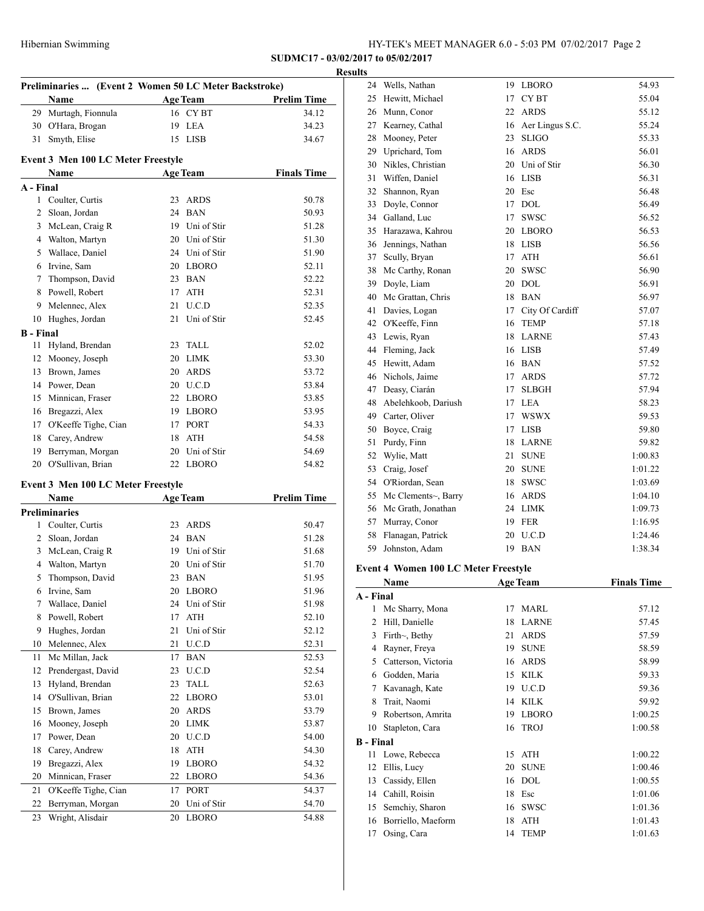**SUDMC17 - 03/02/2017 to 05/02/2017**

**Results**

### Preliminaries ... (Event 2 Women 50 LC Meter Backstroke)

| | Name | Age | Team | Prelim Time |
|---|---|---|---|---|
| 29 | Murtagh, Fionnula | 16 | CY BT | 34.12 |
| 30 | O'Hara, Brogan | 19 | LEA | 34.23 |
| 31 | Smyth, Elise | 15 | LISB | 34.67 |

### Event 3 Men 100 LC Meter Freestyle

| | Name | Age | Team | Finals Time |
|---|---|---|---|---|
| **A - Final** | | | | |
| 1 | Coulter, Curtis | 23 | ARDS | 50.78 |
| 2 | Sloan, Jordan | 24 | BAN | 50.93 |
| 3 | McLean, Craig R | 19 | Uni of Stir | 51.28 |
| 4 | Walton, Martyn | 20 | Uni of Stir | 51.30 |
| 5 | Wallace, Daniel | 24 | Uni of Stir | 51.90 |
| 6 | Irvine, Sam | 20 | LBORO | 52.11 |
| 7 | Thompson, David | 23 | BAN | 52.22 |
| 8 | Powell, Robert | 17 | ATH | 52.31 |
| 9 | Melennec, Alex | 21 | U.C.D | 52.35 |
| 10 | Hughes, Jordan | 21 | Uni of Stir | 52.45 |
| **B - Final** | | | | |
| 11 | Hyland, Brendan | 23 | TALL | 52.02 |
| 12 | Mooney, Joseph | 20 | LIMK | 53.30 |
| 13 | Brown, James | 20 | ARDS | 53.72 |
| 14 | Power, Dean | 20 | U.C.D | 53.84 |
| 15 | Minnican, Fraser | 22 | LBORO | 53.85 |
| 16 | Bregazzi, Alex | 19 | LBORO | 53.95 |
| 17 | O'Keeffe Tighe, Cian | 17 | PORT | 54.33 |
| 18 | Carey, Andrew | 18 | ATH | 54.58 |
| 19 | Berryman, Morgan | 20 | Uni of Stir | 54.69 |
| 20 | O'Sullivan, Brian | 22 | LBORO | 54.82 |

### Event 3 Men 100 LC Meter Freestyle

| | Name | Age | Team | Prelim Time |
|---|---|---|---|---|
| **Preliminaries** | | | | |
| 1 | Coulter, Curtis | 23 | ARDS | 50.47 |
| 2 | Sloan, Jordan | 24 | BAN | 51.28 |
| 3 | McLean, Craig R | 19 | Uni of Stir | 51.68 |
| 4 | Walton, Martyn | 20 | Uni of Stir | 51.70 |
| 5 | Thompson, David | 23 | BAN | 51.95 |
| 6 | Irvine, Sam | 20 | LBORO | 51.96 |
| 7 | Wallace, Daniel | 24 | Uni of Stir | 51.98 |
| 8 | Powell, Robert | 17 | ATH | 52.10 |
| 9 | Hughes, Jordan | 21 | Uni of Stir | 52.12 |
| 10 | Melennec, Alex | 21 | U.C.D | 52.31 |
| 11 | Mc Millan, Jack | 17 | BAN | 52.53 |
| 12 | Prendergast, David | 23 | U.C.D | 52.54 |
| 13 | Hyland, Brendan | 23 | TALL | 52.63 |
| 14 | O'Sullivan, Brian | 22 | LBORO | 53.01 |
| 15 | Brown, James | 20 | ARDS | 53.79 |
| 16 | Mooney, Joseph | 20 | LIMK | 53.87 |
| 17 | Power, Dean | 20 | U.C.D | 54.00 |
| 18 | Carey, Andrew | 18 | ATH | 54.30 |
| 19 | Bregazzi, Alex | 19 | LBORO | 54.32 |
| 20 | Minnican, Fraser | 22 | LBORO | 54.36 |
| 21 | O'Keeffe Tighe, Cian | 17 | PORT | 54.37 |
| 22 | Berryman, Morgan | 20 | Uni of Stir | 54.70 |
| 23 | Wright, Alisdair | 20 | LBORO | 54.88 |
| 24 | Wells, Nathan | 19 | LBORO | 54.93 |
| 25 | Hewitt, Michael | 17 | CY BT | 55.04 |
| 26 | Munn, Conor | 22 | ARDS | 55.12 |
| 27 | Kearney, Cathal | 16 | Aer Lingus S.C. | 55.24 |
| 28 | Mooney, Peter | 23 | SLIGO | 55.33 |
| 29 | Uprichard, Tom | 16 | ARDS | 56.01 |
| 30 | Nikles, Christian | 20 | Uni of Stir | 56.30 |
| 31 | Wiffen, Daniel | 16 | LISB | 56.31 |
| 32 | Shannon, Ryan | 20 | Esc | 56.48 |
| 33 | Doyle, Connor | 17 | DOL | 56.49 |
| 34 | Galland, Luc | 17 | SWSC | 56.52 |
| 35 | Harazawa, Kahrou | 20 | LBORO | 56.53 |
| 36 | Jennings, Nathan | 18 | LISB | 56.56 |
| 37 | Scully, Bryan | 17 | ATH | 56.61 |
| 38 | Mc Carthy, Ronan | 20 | SWSC | 56.90 |
| 39 | Doyle, Liam | 20 | DOL | 56.91 |
| 40 | Mc Grattan, Chris | 18 | BAN | 56.97 |
| 41 | Davies, Logan | 17 | City Of Cardiff | 57.07 |
| 42 | O'Keeffe, Finn | 16 | TEMP | 57.18 |
| 43 | Lewis, Ryan | 18 | LARNE | 57.43 |
| 44 | Fleming, Jack | 16 | LISB | 57.49 |
| 45 | Hewitt, Adam | 16 | BAN | 57.52 |
| 46 | Nichols, Jaime | 17 | ARDS | 57.72 |
| 47 | Deasy, Ciarán | 17 | SLBGH | 57.94 |
| 48 | Abelehkoob, Dariush | 17 | LEA | 58.23 |
| 49 | Carter, Oliver | 17 | WSWX | 59.53 |
| 50 | Boyce, Craig | 17 | LISB | 59.80 |
| 51 | Purdy, Finn | 18 | LARNE | 59.82 |
| 52 | Wylie, Matt | 21 | SUNE | 1:00.83 |
| 53 | Craig, Josef | 20 | SUNE | 1:01.22 |
| 54 | O'Riordan, Sean | 18 | SWSC | 1:03.69 |
| 55 | Mc Clements~, Barry | 16 | ARDS | 1:04.10 |
| 56 | Mc Grath, Jonathan | 24 | LIMK | 1:09.73 |
| 57 | Murray, Conor | 19 | FER | 1:16.95 |
| 58 | Flanagan, Patrick | 20 | U.C.D | 1:24.46 |
| 59 | Johnston, Adam | 19 | BAN | 1:38.34 |

### Event 4 Women 100 LC Meter Freestyle

| | Name | Age | Team | Finals Time |
|---|---|---|---|---|
| **A - Final** | | | | |
| 1 | Mc Sharry, Mona | 17 | MARL | 57.12 |
| 2 | Hill, Danielle | 18 | LARNE | 57.45 |
| 3 | Firth~, Bethy | 21 | ARDS | 57.59 |
| 4 | Rayner, Freya | 19 | SUNE | 58.59 |
| 5 | Catterson, Victoria | 16 | ARDS | 58.99 |
| 6 | Godden, Maria | 15 | KILK | 59.33 |
| 7 | Kavanagh, Kate | 19 | U.C.D | 59.36 |
| 8 | Trait, Naomi | 14 | KILK | 59.92 |
| 9 | Robertson, Amrita | 19 | LBORO | 1:00.25 |
| 10 | Stapleton, Cara | 16 | TROJ | 1:00.58 |
| **B - Final** | | | | |
| 11 | Lowe, Rebecca | 15 | ATH | 1:00.22 |
| 12 | Ellis, Lucy | 20 | SUNE | 1:00.46 |
| 13 | Cassidy, Ellen | 16 | DOL | 1:00.55 |
| 14 | Cahill, Roisin | 18 | Esc | 1:01.06 |
| 15 | Semchiy, Sharon | 16 | SWSC | 1:01.36 |
| 16 | Borriello, Maeform | 18 | ATH | 1:01.43 |
| 17 | Osing, Cara | 14 | TEMP | 1:01.63 |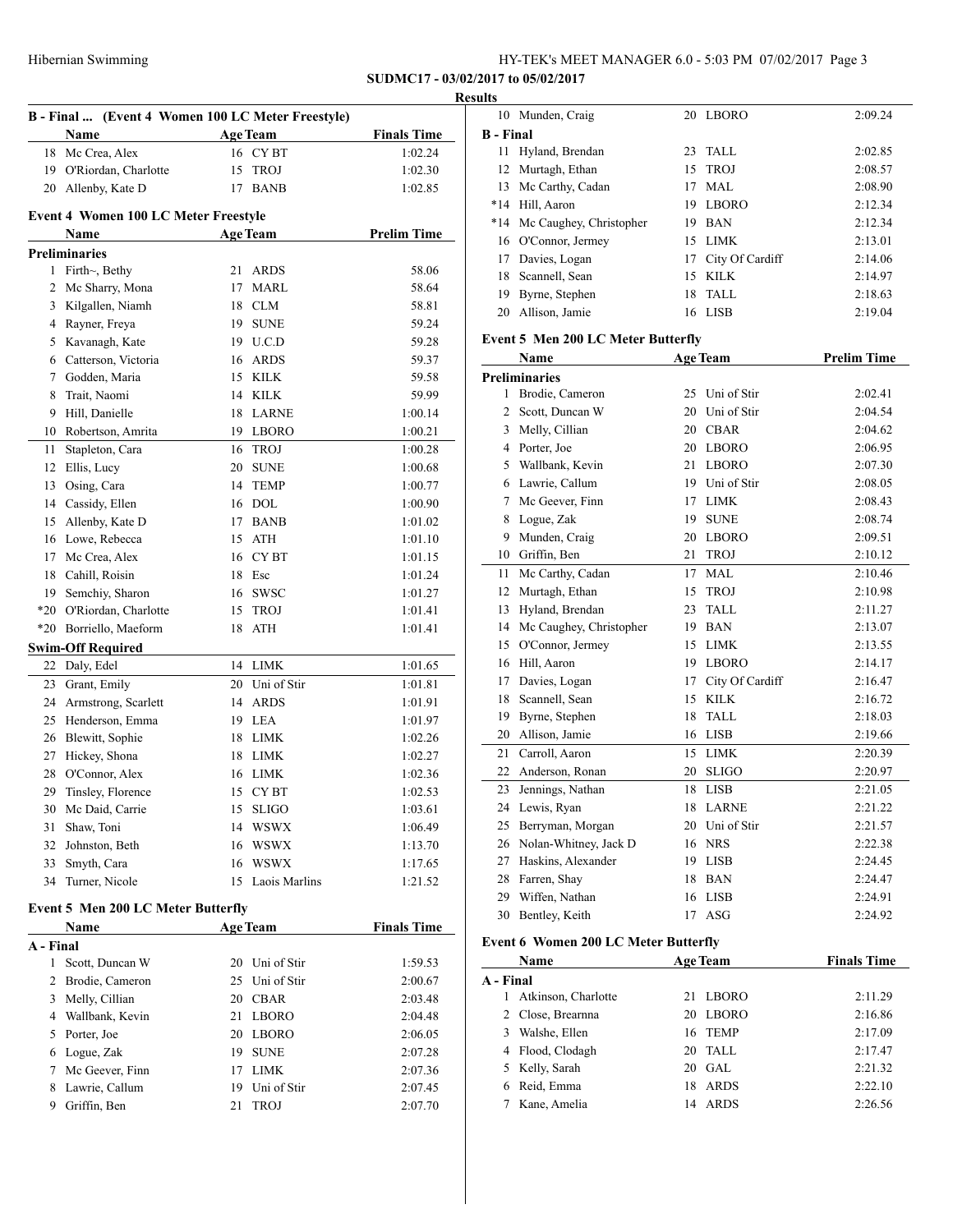### B - Final ... (Event 4 Women 100 LC Meter Freestyle)

| | Name | Age | Team | Finals Time |
|---|---|---|---|---|
| 18 | Mc Crea, Alex | 16 | CY BT | 1:02.24 |
| 19 | O'Riordan, Charlotte | 15 | TROJ | 1:02.30 |
| 20 | Allenby, Kate D | 17 | BANB | 1:02.85 |

### Event 4 Women 100 LC Meter Freestyle

| | Name | Age | Team | Prelim Time |
|---|---|---|---|---|
| **Preliminaries** | | | | |
| 1 | Firth~, Bethy | 21 | ARDS | 58.06 |
| 2 | Mc Sharry, Mona | 17 | MARL | 58.64 |
| 3 | Kilgallen, Niamh | 18 | CLM | 58.81 |
| 4 | Rayner, Freya | 19 | SUNE | 59.24 |
| 5 | Kavanagh, Kate | 19 | U.C.D | 59.28 |
| 6 | Catterson, Victoria | 16 | ARDS | 59.37 |
| 7 | Godden, Maria | 15 | KILK | 59.58 |
| 8 | Trait, Naomi | 14 | KILK | 59.99 |
| 9 | Hill, Danielle | 18 | LARNE | 1:00.14 |
| 10 | Robertson, Amrita | 19 | LBORO | 1:00.21 |
| 11 | Stapleton, Cara | 16 | TROJ | 1:00.28 |
| 12 | Ellis, Lucy | 20 | SUNE | 1:00.68 |
| 13 | Osing, Cara | 14 | TEMP | 1:00.77 |
| 14 | Cassidy, Ellen | 16 | DOL | 1:00.90 |
| 15 | Allenby, Kate D | 17 | BANB | 1:01.02 |
| 16 | Lowe, Rebecca | 15 | ATH | 1:01.10 |
| 17 | Mc Crea, Alex | 16 | CY BT | 1:01.15 |
| 18 | Cahill, Roisin | 18 | Esc | 1:01.24 |
| 19 | Semchiy, Sharon | 16 | SWSC | 1:01.27 |
| *20 | O'Riordan, Charlotte | 15 | TROJ | 1:01.41 |
| *20 | Borriello, Maeform | 18 | ATH | 1:01.41 |
| **Swim-Off Required** | | | | |
| 22 | Daly, Edel | 14 | LIMK | 1:01.65 |
| 23 | Grant, Emily | 20 | Uni of Stir | 1:01.81 |
| 24 | Armstrong, Scarlett | 14 | ARDS | 1:01.91 |
| 25 | Henderson, Emma | 19 | LEA | 1:01.97 |
| 26 | Blewitt, Sophie | 18 | LIMK | 1:02.26 |
| 27 | Hickey, Shona | 18 | LIMK | 1:02.27 |
| 28 | O'Connor, Alex | 16 | LIMK | 1:02.36 |
| 29 | Tinsley, Florence | 15 | CY BT | 1:02.53 |
| 30 | Mc Daid, Carrie | 15 | SLIGO | 1:03.61 |
| 31 | Shaw, Toni | 14 | WSWX | 1:06.49 |
| 32 | Johnston, Beth | 16 | WSWX | 1:13.70 |
| 33 | Smyth, Cara | 16 | WSWX | 1:17.65 |
| 34 | Turner, Nicole | 15 | Laois Marlins | 1:21.52 |

### Event 5 Men 200 LC Meter Butterfly

| | Name | Age | Team | Finals Time |
|---|---|---|---|---|
| **A - Final** | | | | |
| 1 | Scott, Duncan W | 20 | Uni of Stir | 1:59.53 |
| 2 | Brodie, Cameron | 25 | Uni of Stir | 2:00.67 |
| 3 | Melly, Cillian | 20 | CBAR | 2:03.48 |
| 4 | Wallbank, Kevin | 21 | LBORO | 2:04.48 |
| 5 | Porter, Joe | 20 | LBORO | 2:06.05 |
| 6 | Logue, Zak | 19 | SUNE | 2:07.28 |
| 7 | Mc Geever, Finn | 17 | LIMK | 2:07.36 |
| 8 | Lawrie, Callum | 19 | Uni of Stir | 2:07.45 |
| 9 | Griffin, Ben | 21 | TROJ | 2:07.70 |
| 10 | Munden, Craig | 20 | LBORO | 2:09.24 |
| **B - Final** | | | | |
| 11 | Hyland, Brendan | 23 | TALL | 2:02.85 |
| 12 | Murtagh, Ethan | 15 | TROJ | 2:08.57 |
| 13 | Mc Carthy, Cadan | 17 | MAL | 2:08.90 |
| *14 | Hill, Aaron | 19 | LBORO | 2:12.34 |
| *14 | Mc Caughey, Christopher | 19 | BAN | 2:12.34 |
| 16 | O'Connor, Jermey | 15 | LIMK | 2:13.01 |
| 17 | Davies, Logan | 17 | City Of Cardiff | 2:14.06 |
| 18 | Scannell, Sean | 15 | KILK | 2:14.97 |
| 19 | Byrne, Stephen | 18 | TALL | 2:18.63 |
| 20 | Allison, Jamie | 16 | LISB | 2:19.04 |

### Event 5 Men 200 LC Meter Butterfly

| | Name | Age | Team | Prelim Time |
|---|---|---|---|---|
| **Preliminaries** | | | | |
| 1 | Brodie, Cameron | 25 | Uni of Stir | 2:02.41 |
| 2 | Scott, Duncan W | 20 | Uni of Stir | 2:04.54 |
| 3 | Melly, Cillian | 20 | CBAR | 2:04.62 |
| 4 | Porter, Joe | 20 | LBORO | 2:06.95 |
| 5 | Wallbank, Kevin | 21 | LBORO | 2:07.30 |
| 6 | Lawrie, Callum | 19 | Uni of Stir | 2:08.05 |
| 7 | Mc Geever, Finn | 17 | LIMK | 2:08.43 |
| 8 | Logue, Zak | 19 | SUNE | 2:08.74 |
| 9 | Munden, Craig | 20 | LBORO | 2:09.51 |
| 10 | Griffin, Ben | 21 | TROJ | 2:10.12 |
| 11 | Mc Carthy, Cadan | 17 | MAL | 2:10.46 |
| 12 | Murtagh, Ethan | 15 | TROJ | 2:10.98 |
| 13 | Hyland, Brendan | 23 | TALL | 2:11.27 |
| 14 | Mc Caughey, Christopher | 19 | BAN | 2:13.07 |
| 15 | O'Connor, Jermey | 15 | LIMK | 2:13.55 |
| 16 | Hill, Aaron | 19 | LBORO | 2:14.17 |
| 17 | Davies, Logan | 17 | City Of Cardiff | 2:16.47 |
| 18 | Scannell, Sean | 15 | KILK | 2:16.72 |
| 19 | Byrne, Stephen | 18 | TALL | 2:18.03 |
| 20 | Allison, Jamie | 16 | LISB | 2:19.66 |
| 21 | Carroll, Aaron | 15 | LIMK | 2:20.39 |
| 22 | Anderson, Ronan | 20 | SLIGO | 2:20.97 |
| 23 | Jennings, Nathan | 18 | LISB | 2:21.05 |
| 24 | Lewis, Ryan | 18 | LARNE | 2:21.22 |
| 25 | Berryman, Morgan | 20 | Uni of Stir | 2:21.57 |
| 26 | Nolan-Whitney, Jack D | 16 | NRS | 2:22.38 |
| 27 | Haskins, Alexander | 19 | LISB | 2:24.45 |
| 28 | Farren, Shay | 18 | BAN | 2:24.47 |
| 29 | Wiffen, Nathan | 16 | LISB | 2:24.91 |
| 30 | Bentley, Keith | 17 | ASG | 2:24.92 |

### Event 6 Women 200 LC Meter Butterfly

| | Name | Age | Team | Finals Time |
|---|---|---|---|---|
| **A - Final** | | | | |
| 1 | Atkinson, Charlotte | 21 | LBORO | 2:11.29 |
| 2 | Close, Brearnna | 20 | LBORO | 2:16.86 |
| 3 | Walshe, Ellen | 16 | TEMP | 2:17.09 |
| 4 | Flood, Clodagh | 20 | TALL | 2:17.47 |
| 5 | Kelly, Sarah | 20 | GAL | 2:21.32 |
| 6 | Reid, Emma | 18 | ARDS | 2:22.10 |
| 7 | Kane, Amelia | 14 | ARDS | 2:26.56 |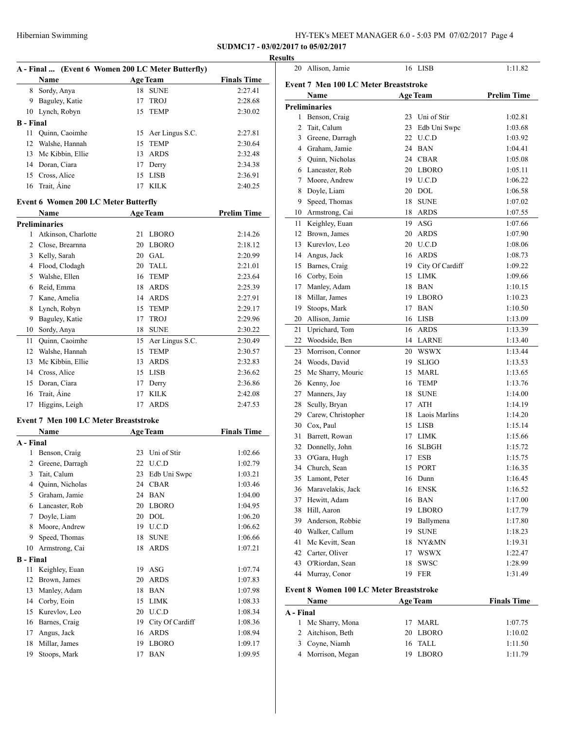**SUDMC17 - 03/02/2017 to 05/02/2017**

**Results**

### A - Final ... (Event 6 Women 200 LC Meter Butterfly)

| | Name | Age | Team | Finals Time |
|---|---|---|---|---|
| 8 | Sordy, Anya | 18 | SUNE | 2:27.41 |
| 9 | Baguley, Katie | 17 | TROJ | 2:28.68 |
| 10 | Lynch, Robyn | 15 | TEMP | 2:30.02 |
| **B - Final** | | | | |
| 11 | Quinn, Caoimhe | 15 | Aer Lingus S.C. | 2:27.81 |
| 12 | Walshe, Hannah | 15 | TEMP | 2:30.64 |
| 13 | Mc Kibbin, Ellie | 13 | ARDS | 2:32.48 |
| 14 | Doran, Ciara | 17 | Derry | 2:34.38 |
| 15 | Cross, Alice | 15 | LISB | 2:36.91 |
| 16 | Trait, Áine | 17 | KILK | 2:40.25 |

### Event 6 Women 200 LC Meter Butterfly

| | Name | Age | Team | Prelim Time |
|---|---|---|---|---|
| **Preliminaries** | | | | |
| 1 | Atkinson, Charlotte | 21 | LBORO | 2:14.26 |
| 2 | Close, Brearnna | 20 | LBORO | 2:18.12 |
| 3 | Kelly, Sarah | 20 | GAL | 2:20.99 |
| 4 | Flood, Clodagh | 20 | TALL | 2:21.01 |
| 5 | Walshe, Ellen | 16 | TEMP | 2:23.64 |
| 6 | Reid, Emma | 18 | ARDS | 2:25.39 |
| 7 | Kane, Amelia | 14 | ARDS | 2:27.91 |
| 8 | Lynch, Robyn | 15 | TEMP | 2:29.17 |
| 9 | Baguley, Katie | 17 | TROJ | 2:29.96 |
| 10 | Sordy, Anya | 18 | SUNE | 2:30.22 |
| 11 | Quinn, Caoimhe | 15 | Aer Lingus S.C. | 2:30.49 |
| 12 | Walshe, Hannah | 15 | TEMP | 2:30.57 |
| 13 | Mc Kibbin, Ellie | 13 | ARDS | 2:32.83 |
| 14 | Cross, Alice | 15 | LISB | 2:36.62 |
| 15 | Doran, Ciara | 17 | Derry | 2:36.86 |
| 16 | Trait, Áine | 17 | KILK | 2:42.08 |
| 17 | Higgins, Leigh | 17 | ARDS | 2:47.53 |

### Event 7 Men 100 LC Meter Breaststroke

| | Name | Age | Team | Finals Time |
|---|---|---|---|---|
| **A - Final** | | | | |
| 1 | Benson, Craig | 23 | Uni of Stir | 1:02.66 |
| 2 | Greene, Darragh | 22 | U.C.D | 1:02.79 |
| 3 | Tait, Calum | 23 | Edb Uni Swpc | 1:03.21 |
| 4 | Quinn, Nicholas | 24 | CBAR | 1:03.46 |
| 5 | Graham, Jamie | 24 | BAN | 1:04.00 |
| 6 | Lancaster, Rob | 20 | LBORO | 1:04.95 |
| 7 | Doyle, Liam | 20 | DOL | 1:06.20 |
| 8 | Moore, Andrew | 19 | U.C.D | 1:06.62 |
| 9 | Speed, Thomas | 18 | SUNE | 1:06.66 |
| 10 | Armstrong, Cai | 18 | ARDS | 1:07.21 |
| **B - Final** | | | | |
| 11 | Keighley, Euan | 19 | ASG | 1:07.74 |
| 12 | Brown, James | 20 | ARDS | 1:07.83 |
| 13 | Manley, Adam | 18 | BAN | 1:07.98 |
| 14 | Corby, Eoin | 15 | LIMK | 1:08.33 |
| 15 | Kurevlov, Leo | 20 | U.C.D | 1:08.34 |
| 16 | Barnes, Craig | 19 | City Of Cardiff | 1:08.36 |
| 17 | Angus, Jack | 16 | ARDS | 1:08.94 |
| 18 | Millar, James | 19 | LBORO | 1:09.17 |
| 19 | Stoops, Mark | 17 | BAN | 1:09.95 |
| 20 | Allison, Jamie | 16 | LISB | 1:11.82 |

### Event 7 Men 100 LC Meter Breaststroke

| | Name | Age | Team | Prelim Time |
|---|---|---|---|---|
| **Preliminaries** | | | | |
| 1 | Benson, Craig | 23 | Uni of Stir | 1:02.81 |
| 2 | Tait, Calum | 23 | Edb Uni Swpc | 1:03.68 |
| 3 | Greene, Darragh | 22 | U.C.D | 1:03.92 |
| 4 | Graham, Jamie | 24 | BAN | 1:04.41 |
| 5 | Quinn, Nicholas | 24 | CBAR | 1:05.08 |
| 6 | Lancaster, Rob | 20 | LBORO | 1:05.11 |
| 7 | Moore, Andrew | 19 | U.C.D | 1:06.22 |
| 8 | Doyle, Liam | 20 | DOL | 1:06.58 |
| 9 | Speed, Thomas | 18 | SUNE | 1:07.02 |
| 10 | Armstrong, Cai | 18 | ARDS | 1:07.55 |
| 11 | Keighley, Euan | 19 | ASG | 1:07.66 |
| 12 | Brown, James | 20 | ARDS | 1:07.90 |
| 13 | Kurevlov, Leo | 20 | U.C.D | 1:08.06 |
| 14 | Angus, Jack | 16 | ARDS | 1:08.73 |
| 15 | Barnes, Craig | 19 | City Of Cardiff | 1:09.22 |
| 16 | Corby, Eoin | 15 | LIMK | 1:09.66 |
| 17 | Manley, Adam | 18 | BAN | 1:10.15 |
| 18 | Millar, James | 19 | LBORO | 1:10.23 |
| 19 | Stoops, Mark | 17 | BAN | 1:10.50 |
| 20 | Allison, Jamie | 16 | LISB | 1:13.09 |
| 21 | Uprichard, Tom | 16 | ARDS | 1:13.39 |
| 22 | Woodside, Ben | 14 | LARNE | 1:13.40 |
| 23 | Morrison, Connor | 20 | WSWX | 1:13.44 |
| 24 | Woods, David | 19 | SLIGO | 1:13.53 |
| 25 | Mc Sharry, Mouric | 15 | MARL | 1:13.65 |
| 26 | Kenny, Joe | 16 | TEMP | 1:13.76 |
| 27 | Manners, Jay | 18 | SUNE | 1:14.00 |
| 28 | Scully, Bryan | 17 | ATH | 1:14.19 |
| 29 | Carew, Christopher | 18 | Laois Marlins | 1:14.20 |
| 30 | Cox, Paul | 15 | LISB | 1:15.14 |
| 31 | Barrett, Rowan | 17 | LIMK | 1:15.66 |
| 32 | Donnelly, John | 16 | SLBGH | 1:15.72 |
| 33 | O'Gara, Hugh | 17 | ESB | 1:15.75 |
| 34 | Church, Sean | 15 | PORT | 1:16.35 |
| 35 | Lamont, Peter | 16 | Dunn | 1:16.45 |
| 36 | Maravelakis, Jack | 16 | ENSK | 1:16.52 |
| 37 | Hewitt, Adam | 16 | BAN | 1:17.00 |
| 38 | Hill, Aaron | 19 | LBORO | 1:17.79 |
| 39 | Anderson, Robbie | 19 | Ballymena | 1:17.80 |
| 40 | Walker, Callum | 19 | SUNE | 1:18.23 |
| 41 | Mc Kevitt, Sean | 18 | NY&MN | 1:19.31 |
| 42 | Carter, Oliver | 17 | WSWX | 1:22.47 |
| 43 | O'Riordan, Sean | 18 | SWSC | 1:28.99 |
| 44 | Murray, Conor | 19 | FER | 1:31.49 |

### Event 8 Women 100 LC Meter Breaststroke

| | Name | Age | Team | Finals Time |
|---|---|---|---|---|
| **A - Final** | | | | |
| 1 | Mc Sharry, Mona | 17 | MARL | 1:07.75 |
| 2 | Aitchison, Beth | 20 | LBORO | 1:10.02 |
| 3 | Coyne, Niamh | 16 | TALL | 1:11.50 |
| 4 | Morrison, Megan | 19 | LBORO | 1:11.79 |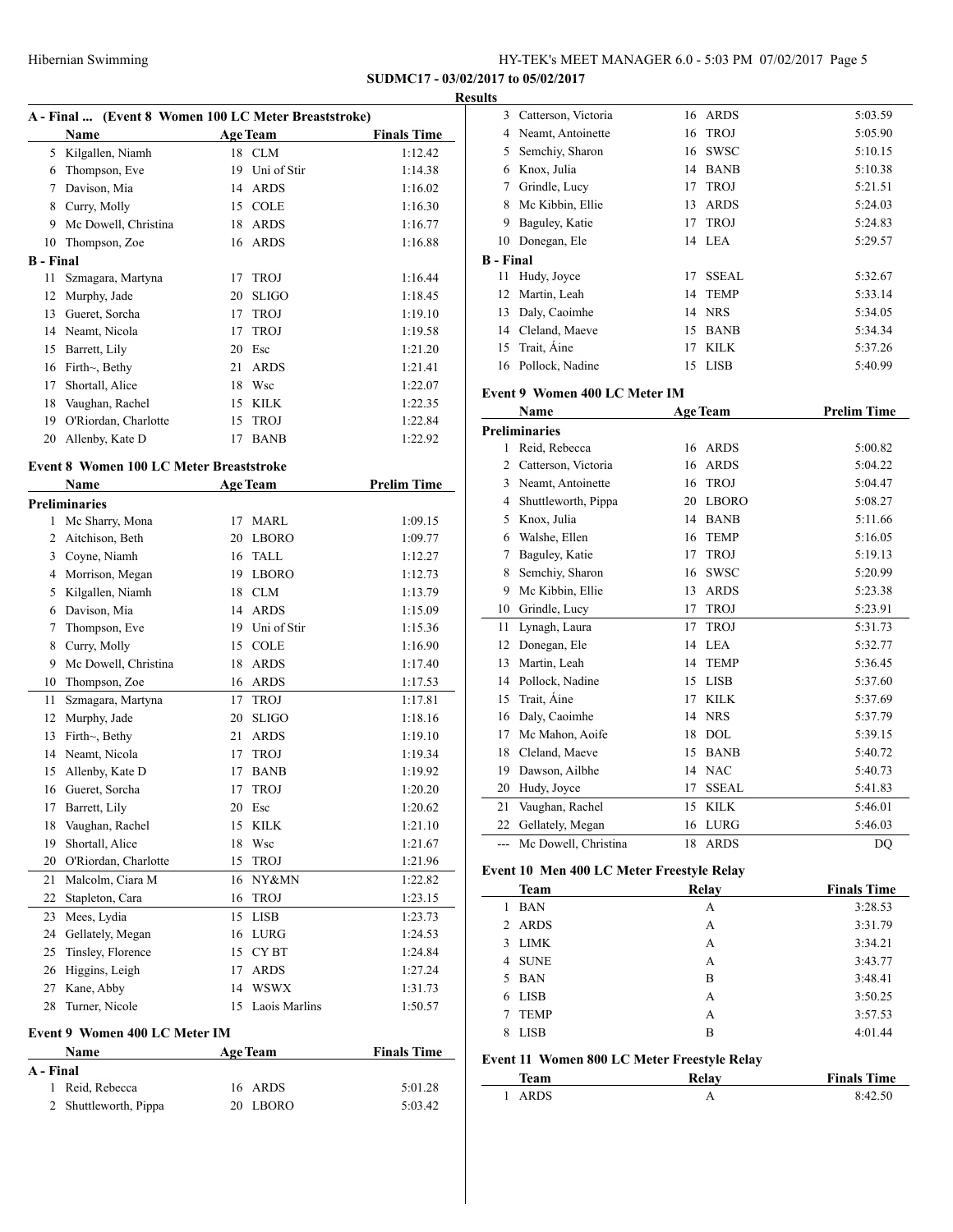**SUDMC17 - 03/02/2017 to 05/02/2017**

**Results**

### A - Final ... (Event 8 Women 100 LC Meter Breaststroke)

| | Name | Age | Team | Finals Time |
|---|---|---|---|---|
| 5 | Kilgallen, Niamh | 18 | CLM | 1:12.42 |
| 6 | Thompson, Eve | 19 | Uni of Stir | 1:14.38 |
| 7 | Davison, Mia | 14 | ARDS | 1:16.02 |
| 8 | Curry, Molly | 15 | COLE | 1:16.30 |
| 9 | Mc Dowell, Christina | 18 | ARDS | 1:16.77 |
| 10 | Thompson, Zoe | 16 | ARDS | 1:16.88 |
| **B - Final** | | | | |
| 11 | Szmagara, Martyna | 17 | TROJ | 1:16.44 |
| 12 | Murphy, Jade | 20 | SLIGO | 1:18.45 |
| 13 | Gueret, Sorcha | 17 | TROJ | 1:19.10 |
| 14 | Neamt, Nicola | 17 | TROJ | 1:19.58 |
| 15 | Barrett, Lily | 20 | Esc | 1:21.20 |
| 16 | Firth~, Bethy | 21 | ARDS | 1:21.41 |
| 17 | Shortall, Alice | 18 | Wsc | 1:22.07 |
| 18 | Vaughan, Rachel | 15 | KILK | 1:22.35 |
| 19 | O'Riordan, Charlotte | 15 | TROJ | 1:22.84 |
| 20 | Allenby, Kate D | 17 | BANB | 1:22.92 |

### Event 8 Women 100 LC Meter Breaststroke

| | Name | Age | Team | Prelim Time |
|---|---|---|---|---|
| **Preliminaries** | | | | |
| 1 | Mc Sharry, Mona | 17 | MARL | 1:09.15 |
| 2 | Aitchison, Beth | 20 | LBORO | 1:09.77 |
| 3 | Coyne, Niamh | 16 | TALL | 1:12.27 |
| 4 | Morrison, Megan | 19 | LBORO | 1:12.73 |
| 5 | Kilgallen, Niamh | 18 | CLM | 1:13.79 |
| 6 | Davison, Mia | 14 | ARDS | 1:15.09 |
| 7 | Thompson, Eve | 19 | Uni of Stir | 1:15.36 |
| 8 | Curry, Molly | 15 | COLE | 1:16.90 |
| 9 | Mc Dowell, Christina | 18 | ARDS | 1:17.40 |
| 10 | Thompson, Zoe | 16 | ARDS | 1:17.53 |
| 11 | Szmagara, Martyna | 17 | TROJ | 1:17.81 |
| 12 | Murphy, Jade | 20 | SLIGO | 1:18.16 |
| 13 | Firth~, Bethy | 21 | ARDS | 1:19.10 |
| 14 | Neamt, Nicola | 17 | TROJ | 1:19.34 |
| 15 | Allenby, Kate D | 17 | BANB | 1:19.92 |
| 16 | Gueret, Sorcha | 17 | TROJ | 1:20.20 |
| 17 | Barrett, Lily | 20 | Esc | 1:20.62 |
| 18 | Vaughan, Rachel | 15 | KILK | 1:21.10 |
| 19 | Shortall, Alice | 18 | Wsc | 1:21.67 |
| 20 | O'Riordan, Charlotte | 15 | TROJ | 1:21.96 |
| 21 | Malcolm, Ciara M | 16 | NY&MN | 1:22.82 |
| 22 | Stapleton, Cara | 16 | TROJ | 1:23.15 |
| 23 | Mees, Lydia | 15 | LISB | 1:23.73 |
| 24 | Gellately, Megan | 16 | LURG | 1:24.53 |
| 25 | Tinsley, Florence | 15 | CY BT | 1:24.84 |
| 26 | Higgins, Leigh | 17 | ARDS | 1:27.24 |
| 27 | Kane, Abby | 14 | WSWX | 1:31.73 |
| 28 | Turner, Nicole | 15 | Laois Marlins | 1:50.57 |

### Event 9 Women 400 LC Meter IM

| | Name | Age | Team | Finals Time |
|---|---|---|---|---|
| **A - Final** | | | | |
| 1 | Reid, Rebecca | 16 | ARDS | 5:01.28 |
| 2 | Shuttleworth, Pippa | 20 | LBORO | 5:03.42 |
| 3 | Catterson, Victoria | 16 | ARDS | 5:03.59 |
| 4 | Neamt, Antoinette | 16 | TROJ | 5:05.90 |
| 5 | Semchiy, Sharon | 16 | SWSC | 5:10.15 |
| 6 | Knox, Julia | 14 | BANB | 5:10.38 |
| 7 | Grindle, Lucy | 17 | TROJ | 5:21.51 |
| 8 | Mc Kibbin, Ellie | 13 | ARDS | 5:24.03 |
| 9 | Baguley, Katie | 17 | TROJ | 5:24.83 |
| 10 | Donegan, Ele | 14 | LEA | 5:29.57 |
| **B - Final** | | | | |
| 11 | Hudy, Joyce | 17 | SSEAL | 5:32.67 |
| 12 | Martin, Leah | 14 | TEMP | 5:33.14 |
| 13 | Daly, Caoimhe | 14 | NRS | 5:34.05 |
| 14 | Cleland, Maeve | 15 | BANB | 5:34.34 |
| 15 | Trait, Áine | 17 | KILK | 5:37.26 |
| 16 | Pollock, Nadine | 15 | LISB | 5:40.99 |

### Event 9 Women 400 LC Meter IM

| | Name | Age | Team | Prelim Time |
|---|---|---|---|---|
| **Preliminaries** | | | | |
| 1 | Reid, Rebecca | 16 | ARDS | 5:00.82 |
| 2 | Catterson, Victoria | 16 | ARDS | 5:04.22 |
| 3 | Neamt, Antoinette | 16 | TROJ | 5:04.47 |
| 4 | Shuttleworth, Pippa | 20 | LBORO | 5:08.27 |
| 5 | Knox, Julia | 14 | BANB | 5:11.66 |
| 6 | Walshe, Ellen | 16 | TEMP | 5:16.05 |
| 7 | Baguley, Katie | 17 | TROJ | 5:19.13 |
| 8 | Semchiy, Sharon | 16 | SWSC | 5:20.99 |
| 9 | Mc Kibbin, Ellie | 13 | ARDS | 5:23.38 |
| 10 | Grindle, Lucy | 17 | TROJ | 5:23.91 |
| 11 | Lynagh, Laura | 17 | TROJ | 5:31.73 |
| 12 | Donegan, Ele | 14 | LEA | 5:32.77 |
| 13 | Martin, Leah | 14 | TEMP | 5:36.45 |
| 14 | Pollock, Nadine | 15 | LISB | 5:37.60 |
| 15 | Trait, Áine | 17 | KILK | 5:37.69 |
| 16 | Daly, Caoimhe | 14 | NRS | 5:37.79 |
| 17 | Mc Mahon, Aoife | 18 | DOL | 5:39.15 |
| 18 | Cleland, Maeve | 15 | BANB | 5:40.72 |
| 19 | Dawson, Ailbhe | 14 | NAC | 5:40.73 |
| 20 | Hudy, Joyce | 17 | SSEAL | 5:41.83 |
| 21 | Vaughan, Rachel | 15 | KILK | 5:46.01 |
| 22 | Gellately, Megan | 16 | LURG | 5:46.03 |
| --- | Mc Dowell, Christina | 18 | ARDS | DQ |

### Event 10 Men 400 LC Meter Freestyle Relay

| | Team | Relay | Finals Time |
|---|---|---|---|
| 1 | BAN | A | 3:28.53 |
| 2 | ARDS | A | 3:31.79 |
| 3 | LIMK | A | 3:34.21 |
| 4 | SUNE | A | 3:43.77 |
| 5 | BAN | B | 3:48.41 |
| 6 | LISB | A | 3:50.25 |
| 7 | TEMP | A | 3:57.53 |
| 8 | LISB | B | 4:01.44 |

### Event 11 Women 800 LC Meter Freestyle Relay

| | Team | Relay | Finals Time |
|---|---|---|---|
| 1 | ARDS | A | 8:42.50 |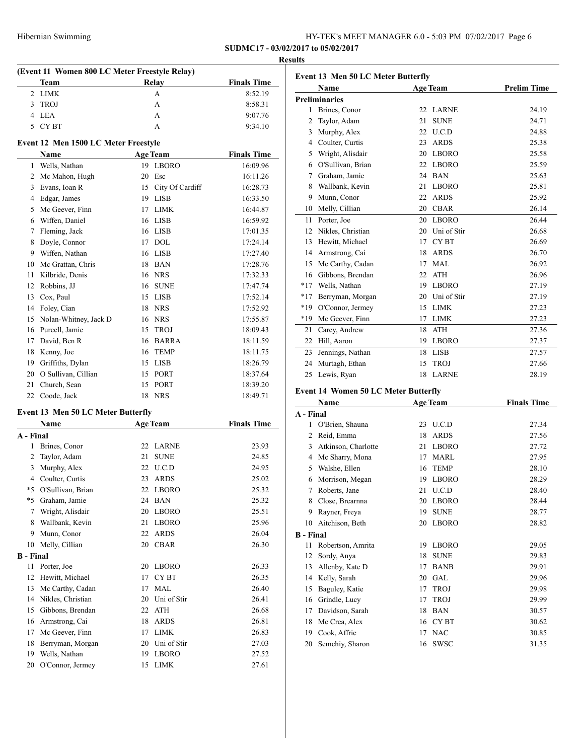**SUDMC17 - 03/02/2017 to 05/02/2017**

**Results**

### (Event 11 Women 800 LC Meter Freestyle Relay)

| | Team | Relay | Finals Time |
|---|---|---|---|
| 2 | LIMK | A | 8:52.19 |
| 3 | TROJ | A | 8:58.31 |
| 4 | LEA | A | 9:07.76 |
| 5 | CY BT | A | 9:34.10 |

### Event 12 Men 1500 LC Meter Freestyle

| | Name | Age | Team | Finals Time |
|---|---|---|---|---|
| 1 | Wells, Nathan | 19 | LBORO | 16:09.96 |
| 2 | Mc Mahon, Hugh | 20 | Esc | 16:11.26 |
| 3 | Evans, Ioan R | 15 | City Of Cardiff | 16:28.73 |
| 4 | Edgar, James | 19 | LISB | 16:33.50 |
| 5 | Mc Geever, Finn | 17 | LIMK | 16:44.87 |
| 6 | Wiffen, Daniel | 16 | LISB | 16:59.92 |
| 7 | Fleming, Jack | 16 | LISB | 17:01.35 |
| 8 | Doyle, Connor | 17 | DOL | 17:24.14 |
| 9 | Wiffen, Nathan | 16 | LISB | 17:27.40 |
| 10 | Mc Grattan, Chris | 18 | BAN | 17:28.76 |
| 11 | Kilbride, Denis | 16 | NRS | 17:32.33 |
| 12 | Robbins, JJ | 16 | SUNE | 17:47.74 |
| 13 | Cox, Paul | 15 | LISB | 17:52.14 |
| 14 | Foley, Cian | 18 | NRS | 17:52.92 |
| 15 | Nolan-Whitney, Jack D | 16 | NRS | 17:55.87 |
| 16 | Purcell, Jamie | 15 | TROJ | 18:09.43 |
| 17 | David, Ben R | 16 | BARRA | 18:11.59 |
| 18 | Kenny, Joe | 16 | TEMP | 18:11.75 |
| 19 | Griffiths, Dylan | 15 | LISB | 18:26.79 |
| 20 | O Sullivan, Cillian | 15 | PORT | 18:37.64 |
| 21 | Church, Sean | 15 | PORT | 18:39.20 |
| 22 | Coode, Jack | 18 | NRS | 18:49.71 |

### Event 13 Men 50 LC Meter Butterfly

| | Name | Age | Team | Finals Time |
|---|---|---|---|---|
| **A - Final** | | | | |
| 1 | Brines, Conor | 22 | LARNE | 23.93 |
| 2 | Taylor, Adam | 21 | SUNE | 24.85 |
| 3 | Murphy, Alex | 22 | U.C.D | 24.95 |
| 4 | Coulter, Curtis | 23 | ARDS | 25.02 |
| *5 | O'Sullivan, Brian | 22 | LBORO | 25.32 |
| *5 | Graham, Jamie | 24 | BAN | 25.32 |
| 7 | Wright, Alisdair | 20 | LBORO | 25.51 |
| 8 | Wallbank, Kevin | 21 | LBORO | 25.96 |
| 9 | Munn, Conor | 22 | ARDS | 26.04 |
| 10 | Melly, Cillian | 20 | CBAR | 26.30 |
| **B - Final** | | | | |
| 11 | Porter, Joe | 20 | LBORO | 26.33 |
| 12 | Hewitt, Michael | 17 | CY BT | 26.35 |
| 13 | Mc Carthy, Cadan | 17 | MAL | 26.40 |
| 14 | Nikles, Christian | 20 | Uni of Stir | 26.41 |
| 15 | Gibbons, Brendan | 22 | ATH | 26.68 |
| 16 | Armstrong, Cai | 18 | ARDS | 26.81 |
| 17 | Mc Geever, Finn | 17 | LIMK | 26.83 |
| 18 | Berryman, Morgan | 20 | Uni of Stir | 27.03 |
| 19 | Wells, Nathan | 19 | LBORO | 27.52 |
| 20 | O'Connor, Jermey | 15 | LIMK | 27.61 |

### Event 13 Men 50 LC Meter Butterfly

| | Name | Age | Team | Prelim Time |
|---|---|---|---|---|
| **Preliminaries** | | | | |
| 1 | Brines, Conor | 22 | LARNE | 24.19 |
| 2 | Taylor, Adam | 21 | SUNE | 24.71 |
| 3 | Murphy, Alex | 22 | U.C.D | 24.88 |
| 4 | Coulter, Curtis | 23 | ARDS | 25.38 |
| 5 | Wright, Alisdair | 20 | LBORO | 25.58 |
| 6 | O'Sullivan, Brian | 22 | LBORO | 25.59 |
| 7 | Graham, Jamie | 24 | BAN | 25.63 |
| 8 | Wallbank, Kevin | 21 | LBORO | 25.81 |
| 9 | Munn, Conor | 22 | ARDS | 25.92 |
| 10 | Melly, Cillian | 20 | CBAR | 26.14 |
| 11 | Porter, Joe | 20 | LBORO | 26.44 |
| 12 | Nikles, Christian | 20 | Uni of Stir | 26.68 |
| 13 | Hewitt, Michael | 17 | CY BT | 26.69 |
| 14 | Armstrong, Cai | 18 | ARDS | 26.70 |
| 15 | Mc Carthy, Cadan | 17 | MAL | 26.92 |
| 16 | Gibbons, Brendan | 22 | ATH | 26.96 |
| *17 | Wells, Nathan | 19 | LBORO | 27.19 |
| *17 | Berryman, Morgan | 20 | Uni of Stir | 27.19 |
| *19 | O'Connor, Jermey | 15 | LIMK | 27.23 |
| *19 | Mc Geever, Finn | 17 | LIMK | 27.23 |
| 21 | Carey, Andrew | 18 | ATH | 27.36 |
| 22 | Hill, Aaron | 19 | LBORO | 27.37 |
| 23 | Jennings, Nathan | 18 | LISB | 27.57 |
| 24 | Murtagh, Ethan | 15 | TROJ | 27.66 |
| 25 | Lewis, Ryan | 18 | LARNE | 28.19 |

### Event 14 Women 50 LC Meter Butterfly

| | Name | Age | Team | Finals Time |
|---|---|---|---|---|
| **A - Final** | | | | |
| 1 | O'Brien, Shauna | 23 | U.C.D | 27.34 |
| 2 | Reid, Emma | 18 | ARDS | 27.56 |
| 3 | Atkinson, Charlotte | 21 | LBORO | 27.72 |
| 4 | Mc Sharry, Mona | 17 | MARL | 27.95 |
| 5 | Walshe, Ellen | 16 | TEMP | 28.10 |
| 6 | Morrison, Megan | 19 | LBORO | 28.29 |
| 7 | Roberts, Jane | 21 | U.C.D | 28.40 |
| 8 | Close, Brearnna | 20 | LBORO | 28.44 |
| 9 | Rayner, Freya | 19 | SUNE | 28.77 |
| 10 | Aitchison, Beth | 20 | LBORO | 28.82 |
| **B - Final** | | | | |
| 11 | Robertson, Amrita | 19 | LBORO | 29.05 |
| 12 | Sordy, Anya | 18 | SUNE | 29.83 |
| 13 | Allenby, Kate D | 17 | BANB | 29.91 |
| 14 | Kelly, Sarah | 20 | GAL | 29.96 |
| 15 | Baguley, Katie | 17 | TROJ | 29.98 |
| 16 | Grindle, Lucy | 17 | TROJ | 29.99 |
| 17 | Davidson, Sarah | 18 | BAN | 30.57 |
| 18 | Mc Crea, Alex | 16 | CY BT | 30.62 |
| 19 | Cook, Affric | 17 | NAC | 30.85 |
| 20 | Semchiy, Sharon | 16 | SWSC | 31.35 |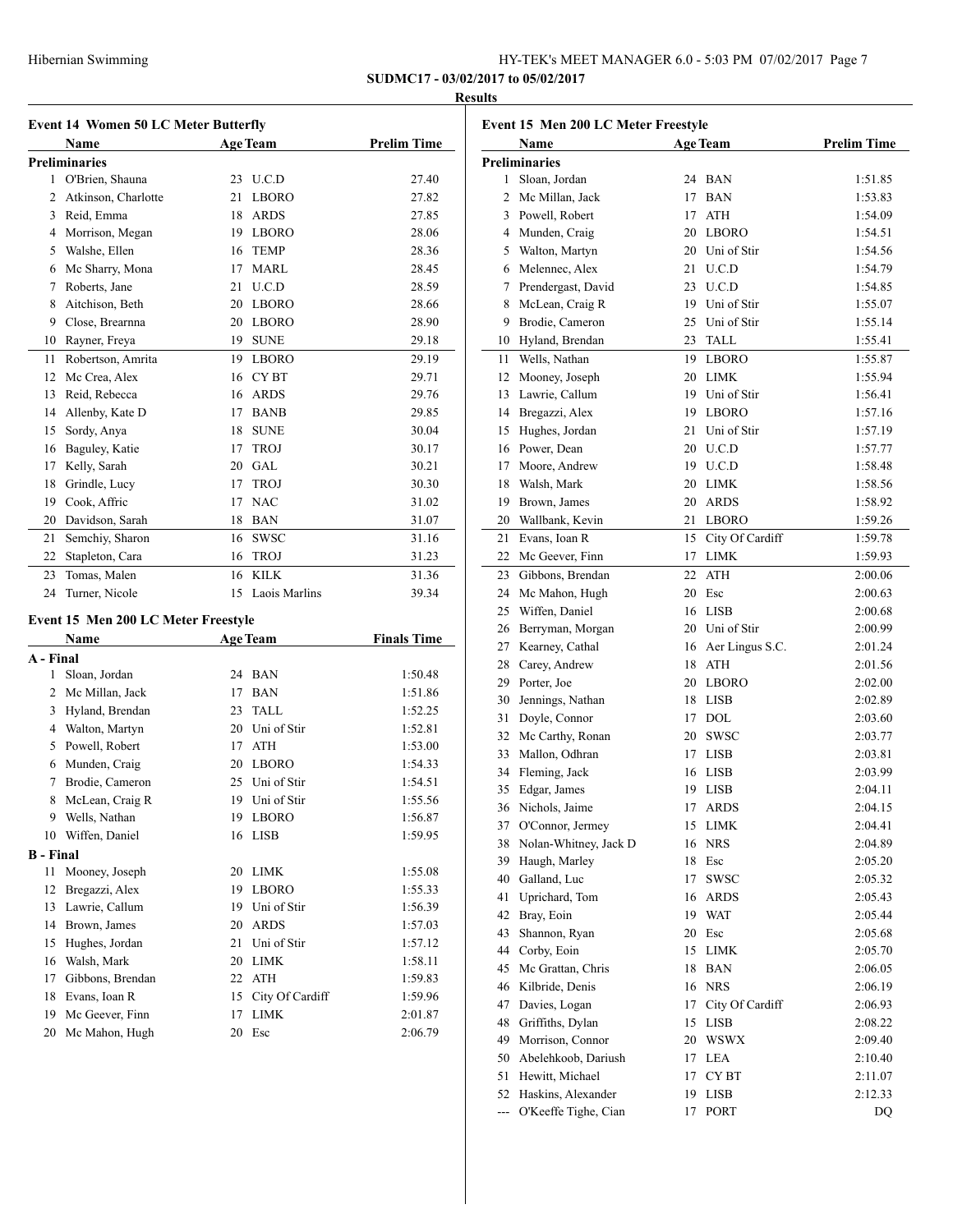**SUDMC17 - 03/02/2017 to 05/02/2017**

**Results**

### Event 14 Women 50 LC Meter Butterfly

| | Name | Age | Team | Prelim Time |
|---|---|---|---|---|
| **Preliminaries** | | | | |
| 1 | O'Brien, Shauna | 23 | U.C.D | 27.40 |
| 2 | Atkinson, Charlotte | 21 | LBORO | 27.82 |
| 3 | Reid, Emma | 18 | ARDS | 27.85 |
| 4 | Morrison, Megan | 19 | LBORO | 28.06 |
| 5 | Walshe, Ellen | 16 | TEMP | 28.36 |
| 6 | Mc Sharry, Mona | 17 | MARL | 28.45 |
| 7 | Roberts, Jane | 21 | U.C.D | 28.59 |
| 8 | Aitchison, Beth | 20 | LBORO | 28.66 |
| 9 | Close, Brearnna | 20 | LBORO | 28.90 |
| 10 | Rayner, Freya | 19 | SUNE | 29.18 |
| 11 | Robertson, Amrita | 19 | LBORO | 29.19 |
| 12 | Mc Crea, Alex | 16 | CY BT | 29.71 |
| 13 | Reid, Rebecca | 16 | ARDS | 29.76 |
| 14 | Allenby, Kate D | 17 | BANB | 29.85 |
| 15 | Sordy, Anya | 18 | SUNE | 30.04 |
| 16 | Baguley, Katie | 17 | TROJ | 30.17 |
| 17 | Kelly, Sarah | 20 | GAL | 30.21 |
| 18 | Grindle, Lucy | 17 | TROJ | 30.30 |
| 19 | Cook, Affric | 17 | NAC | 31.02 |
| 20 | Davidson, Sarah | 18 | BAN | 31.07 |
| 21 | Semchiy, Sharon | 16 | SWSC | 31.16 |
| 22 | Stapleton, Cara | 16 | TROJ | 31.23 |
| 23 | Tomas, Malen | 16 | KILK | 31.36 |
| 24 | Turner, Nicole | 15 | Laois Marlins | 39.34 |

### Event 15 Men 200 LC Meter Freestyle

| | Name | Age | Team | Finals Time |
|---|---|---|---|---|
| **A - Final** | | | | |
| 1 | Sloan, Jordan | 24 | BAN | 1:50.48 |
| 2 | Mc Millan, Jack | 17 | BAN | 1:51.86 |
| 3 | Hyland, Brendan | 23 | TALL | 1:52.25 |
| 4 | Walton, Martyn | 20 | Uni of Stir | 1:52.81 |
| 5 | Powell, Robert | 17 | ATH | 1:53.00 |
| 6 | Munden, Craig | 20 | LBORO | 1:54.33 |
| 7 | Brodie, Cameron | 25 | Uni of Stir | 1:54.51 |
| 8 | McLean, Craig R | 19 | Uni of Stir | 1:55.56 |
| 9 | Wells, Nathan | 19 | LBORO | 1:56.87 |
| 10 | Wiffen, Daniel | 16 | LISB | 1:59.95 |
| **B - Final** | | | | |
| 11 | Mooney, Joseph | 20 | LIMK | 1:55.08 |
| 12 | Bregazzi, Alex | 19 | LBORO | 1:55.33 |
| 13 | Lawrie, Callum | 19 | Uni of Stir | 1:56.39 |
| 14 | Brown, James | 20 | ARDS | 1:57.03 |
| 15 | Hughes, Jordan | 21 | Uni of Stir | 1:57.12 |
| 16 | Walsh, Mark | 20 | LIMK | 1:58.11 |
| 17 | Gibbons, Brendan | 22 | ATH | 1:59.83 |
| 18 | Evans, Ioan R | 15 | City Of Cardiff | 1:59.96 |
| 19 | Mc Geever, Finn | 17 | LIMK | 2:01.87 |
| 20 | Mc Mahon, Hugh | 20 | Esc | 2:06.79 |

### Event 15 Men 200 LC Meter Freestyle

| | Name | Age | Team | Prelim Time |
|---|---|---|---|---|
| **Preliminaries** | | | | |
| 1 | Sloan, Jordan | 24 | BAN | 1:51.85 |
| 2 | Mc Millan, Jack | 17 | BAN | 1:53.83 |
| 3 | Powell, Robert | 17 | ATH | 1:54.09 |
| 4 | Munden, Craig | 20 | LBORO | 1:54.51 |
| 5 | Walton, Martyn | 20 | Uni of Stir | 1:54.56 |
| 6 | Melennec, Alex | 21 | U.C.D | 1:54.79 |
| 7 | Prendergast, David | 23 | U.C.D | 1:54.85 |
| 8 | McLean, Craig R | 19 | Uni of Stir | 1:55.07 |
| 9 | Brodie, Cameron | 25 | Uni of Stir | 1:55.14 |
| 10 | Hyland, Brendan | 23 | TALL | 1:55.41 |
| 11 | Wells, Nathan | 19 | LBORO | 1:55.87 |
| 12 | Mooney, Joseph | 20 | LIMK | 1:55.94 |
| 13 | Lawrie, Callum | 19 | Uni of Stir | 1:56.41 |
| 14 | Bregazzi, Alex | 19 | LBORO | 1:57.16 |
| 15 | Hughes, Jordan | 21 | Uni of Stir | 1:57.19 |
| 16 | Power, Dean | 20 | U.C.D | 1:57.77 |
| 17 | Moore, Andrew | 19 | U.C.D | 1:58.48 |
| 18 | Walsh, Mark | 20 | LIMK | 1:58.56 |
| 19 | Brown, James | 20 | ARDS | 1:58.92 |
| 20 | Wallbank, Kevin | 21 | LBORO | 1:59.26 |
| 21 | Evans, Ioan R | 15 | City Of Cardiff | 1:59.78 |
| 22 | Mc Geever, Finn | 17 | LIMK | 1:59.93 |
| 23 | Gibbons, Brendan | 22 | ATH | 2:00.06 |
| 24 | Mc Mahon, Hugh | 20 | Esc | 2:00.63 |
| 25 | Wiffen, Daniel | 16 | LISB | 2:00.68 |
| 26 | Berryman, Morgan | 20 | Uni of Stir | 2:00.99 |
| 27 | Kearney, Cathal | 16 | Aer Lingus S.C. | 2:01.24 |
| 28 | Carey, Andrew | 18 | ATH | 2:01.56 |
| 29 | Porter, Joe | 20 | LBORO | 2:02.00 |
| 30 | Jennings, Nathan | 18 | LISB | 2:02.89 |
| 31 | Doyle, Connor | 17 | DOL | 2:03.60 |
| 32 | Mc Carthy, Ronan | 20 | SWSC | 2:03.77 |
| 33 | Mallon, Odhran | 17 | LISB | 2:03.81 |
| 34 | Fleming, Jack | 16 | LISB | 2:03.99 |
| 35 | Edgar, James | 19 | LISB | 2:04.11 |
| 36 | Nichols, Jaime | 17 | ARDS | 2:04.15 |
| 37 | O'Connor, Jermey | 15 | LIMK | 2:04.41 |
| 38 | Nolan-Whitney, Jack D | 16 | NRS | 2:04.89 |
| 39 | Haugh, Marley | 18 | Esc | 2:05.20 |
| 40 | Galland, Luc | 17 | SWSC | 2:05.32 |
| 41 | Uprichard, Tom | 16 | ARDS | 2:05.43 |
| 42 | Bray, Eoin | 19 | WAT | 2:05.44 |
| 43 | Shannon, Ryan | 20 | Esc | 2:05.68 |
| 44 | Corby, Eoin | 15 | LIMK | 2:05.70 |
| 45 | Mc Grattan, Chris | 18 | BAN | 2:06.05 |
| 46 | Kilbride, Denis | 16 | NRS | 2:06.19 |
| 47 | Davies, Logan | 17 | City Of Cardiff | 2:06.93 |
| 48 | Griffiths, Dylan | 15 | LISB | 2:08.22 |
| 49 | Morrison, Connor | 20 | WSWX | 2:09.40 |
| 50 | Abelehkoob, Dariush | 17 | LEA | 2:10.40 |
| 51 | Hewitt, Michael | 17 | CY BT | 2:11.07 |
| 52 | Haskins, Alexander | 19 | LISB | 2:12.33 |
| --- | O'Keeffe Tighe, Cian | 17 | PORT | DQ |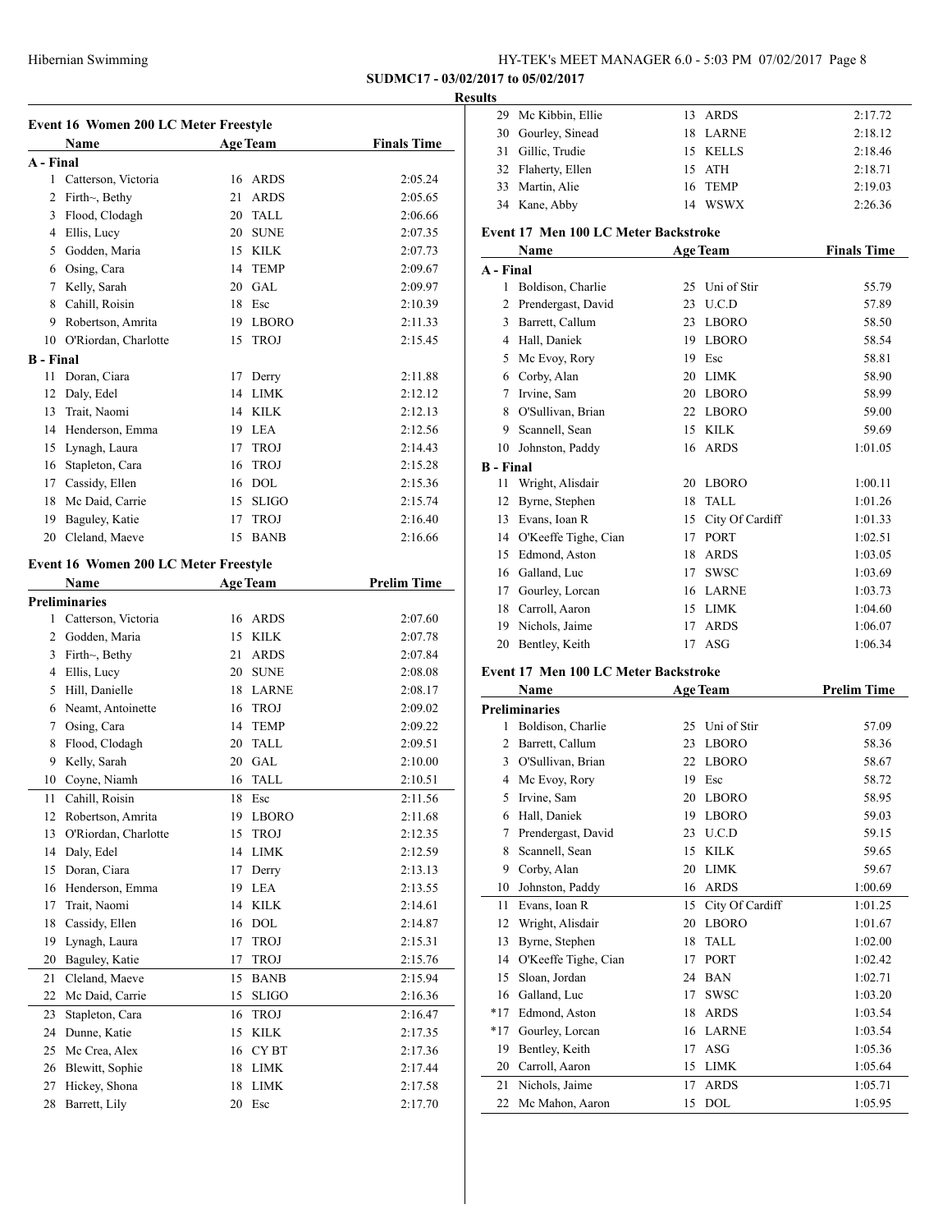## Results

### Event 16 Women 200 LC Meter Freestyle

| | Name | Age | Team | Finals Time |
|---|---|---|---|---|
| **A - Final** | | | | |
| 1 | Catterson, Victoria | 16 | ARDS | 2:05.24 |
| 2 | Firth~, Bethy | 21 | ARDS | 2:05.65 |
| 3 | Flood, Clodagh | 20 | TALL | 2:06.66 |
| 4 | Ellis, Lucy | 20 | SUNE | 2:07.35 |
| 5 | Godden, Maria | 15 | KILK | 2:07.73 |
| 6 | Osing, Cara | 14 | TEMP | 2:09.67 |
| 7 | Kelly, Sarah | 20 | GAL | 2:09.97 |
| 8 | Cahill, Roisin | 18 | Esc | 2:10.39 |
| 9 | Robertson, Amrita | 19 | LBORO | 2:11.33 |
| 10 | O'Riordan, Charlotte | 15 | TROJ | 2:15.45 |
| **B - Final** | | | | |
| 11 | Doran, Ciara | 17 | Derry | 2:11.88 |
| 12 | Daly, Edel | 14 | LIMK | 2:12.12 |
| 13 | Trait, Naomi | 14 | KILK | 2:12.13 |
| 14 | Henderson, Emma | 19 | LEA | 2:12.56 |
| 15 | Lynagh, Laura | 17 | TROJ | 2:14.43 |
| 16 | Stapleton, Cara | 16 | TROJ | 2:15.28 |
| 17 | Cassidy, Ellen | 16 | DOL | 2:15.36 |
| 18 | Mc Daid, Carrie | 15 | SLIGO | 2:15.74 |
| 19 | Baguley, Katie | 17 | TROJ | 2:16.40 |
| 20 | Cleland, Maeve | 15 | BANB | 2:16.66 |

### Event 16 Women 200 LC Meter Freestyle

| | Name | Age | Team | Prelim Time |
|---|---|---|---|---|
| **Preliminaries** | | | | |
| 1 | Catterson, Victoria | 16 | ARDS | 2:07.60 |
| 2 | Godden, Maria | 15 | KILK | 2:07.78 |
| 3 | Firth~, Bethy | 21 | ARDS | 2:07.84 |
| 4 | Ellis, Lucy | 20 | SUNE | 2:08.08 |
| 5 | Hill, Danielle | 18 | LARNE | 2:08.17 |
| 6 | Neamt, Antoinette | 16 | TROJ | 2:09.02 |
| 7 | Osing, Cara | 14 | TEMP | 2:09.22 |
| 8 | Flood, Clodagh | 20 | TALL | 2:09.51 |
| 9 | Kelly, Sarah | 20 | GAL | 2:10.00 |
| 10 | Coyne, Niamh | 16 | TALL | 2:10.51 |
| 11 | Cahill, Roisin | 18 | Esc | 2:11.56 |
| 12 | Robertson, Amrita | 19 | LBORO | 2:11.68 |
| 13 | O'Riordan, Charlotte | 15 | TROJ | 2:12.35 |
| 14 | Daly, Edel | 14 | LIMK | 2:12.59 |
| 15 | Doran, Ciara | 17 | Derry | 2:13.13 |
| 16 | Henderson, Emma | 19 | LEA | 2:13.55 |
| 17 | Trait, Naomi | 14 | KILK | 2:14.61 |
| 18 | Cassidy, Ellen | 16 | DOL | 2:14.87 |
| 19 | Lynagh, Laura | 17 | TROJ | 2:15.31 |
| 20 | Baguley, Katie | 17 | TROJ | 2:15.76 |
| 21 | Cleland, Maeve | 15 | BANB | 2:15.94 |
| 22 | Mc Daid, Carrie | 15 | SLIGO | 2:16.36 |
| 23 | Stapleton, Cara | 16 | TROJ | 2:16.47 |
| 24 | Dunne, Katie | 15 | KILK | 2:17.35 |
| 25 | Mc Crea, Alex | 16 | CY BT | 2:17.36 |
| 26 | Blewitt, Sophie | 18 | LIMK | 2:17.44 |
| 27 | Hickey, Shona | 18 | LIMK | 2:17.58 |
| 28 | Barrett, Lily | 20 | Esc | 2:17.70 |
| 29 | Mc Kibbin, Ellie | 13 | ARDS | 2:17.72 |
| 30 | Gourley, Sinead | 18 | LARNE | 2:18.12 |
| 31 | Gillic, Trudie | 15 | KELLS | 2:18.46 |
| 32 | Flaherty, Ellen | 15 | ATH | 2:18.71 |
| 33 | Martin, Alie | 16 | TEMP | 2:19.03 |
| 34 | Kane, Abby | 14 | WSWX | 2:26.36 |

### Event 17 Men 100 LC Meter Backstroke

| | Name | Age | Team | Finals Time |
|---|---|---|---|---|
| **A - Final** | | | | |
| 1 | Boldison, Charlie | 25 | Uni of Stir | 55.79 |
| 2 | Prendergast, David | 23 | U.C.D | 57.89 |
| 3 | Barrett, Callum | 23 | LBORO | 58.50 |
| 4 | Hall, Daniek | 19 | LBORO | 58.54 |
| 5 | Mc Evoy, Rory | 19 | Esc | 58.81 |
| 6 | Corby, Alan | 20 | LIMK | 58.90 |
| 7 | Irvine, Sam | 20 | LBORO | 58.99 |
| 8 | O'Sullivan, Brian | 22 | LBORO | 59.00 |
| 9 | Scannell, Sean | 15 | KILK | 59.69 |
| 10 | Johnston, Paddy | 16 | ARDS | 1:01.05 |
| **B - Final** | | | | |
| 11 | Wright, Alisdair | 20 | LBORO | 1:00.11 |
| 12 | Byrne, Stephen | 18 | TALL | 1:01.26 |
| 13 | Evans, Ioan R | 15 | City Of Cardiff | 1:01.33 |
| 14 | O'Keeffe Tighe, Cian | 17 | PORT | 1:02.51 |
| 15 | Edmond, Aston | 18 | ARDS | 1:03.05 |
| 16 | Galland, Luc | 17 | SWSC | 1:03.69 |
| 17 | Gourley, Lorcan | 16 | LARNE | 1:03.73 |
| 18 | Carroll, Aaron | 15 | LIMK | 1:04.60 |
| 19 | Nichols, Jaime | 17 | ARDS | 1:06.07 |
| 20 | Bentley, Keith | 17 | ASG | 1:06.34 |

### Event 17 Men 100 LC Meter Backstroke

| | Name | Age | Team | Prelim Time |
|---|---|---|---|---|
| **Preliminaries** | | | | |
| 1 | Boldison, Charlie | 25 | Uni of Stir | 57.09 |
| 2 | Barrett, Callum | 23 | LBORO | 58.36 |
| 3 | O'Sullivan, Brian | 22 | LBORO | 58.67 |
| 4 | Mc Evoy, Rory | 19 | Esc | 58.72 |
| 5 | Irvine, Sam | 20 | LBORO | 58.95 |
| 6 | Hall, Daniek | 19 | LBORO | 59.03 |
| 7 | Prendergast, David | 23 | U.C.D | 59.15 |
| 8 | Scannell, Sean | 15 | KILK | 59.65 |
| 9 | Corby, Alan | 20 | LIMK | 59.67 |
| 10 | Johnston, Paddy | 16 | ARDS | 1:00.69 |
| 11 | Evans, Ioan R | 15 | City Of Cardiff | 1:01.25 |
| 12 | Wright, Alisdair | 20 | LBORO | 1:01.67 |
| 13 | Byrne, Stephen | 18 | TALL | 1:02.00 |
| 14 | O'Keeffe Tighe, Cian | 17 | PORT | 1:02.42 |
| 15 | Sloan, Jordan | 24 | BAN | 1:02.71 |
| 16 | Galland, Luc | 17 | SWSC | 1:03.20 |
| *17 | Edmond, Aston | 18 | ARDS | 1:03.54 |
| *17 | Gourley, Lorcan | 16 | LARNE | 1:03.54 |
| 19 | Bentley, Keith | 17 | ASG | 1:05.36 |
| 20 | Carroll, Aaron | 15 | LIMK | 1:05.64 |
| 21 | Nichols, Jaime | 17 | ARDS | 1:05.71 |
| 22 | Mc Mahon, Aaron | 15 | DOL | 1:05.95 |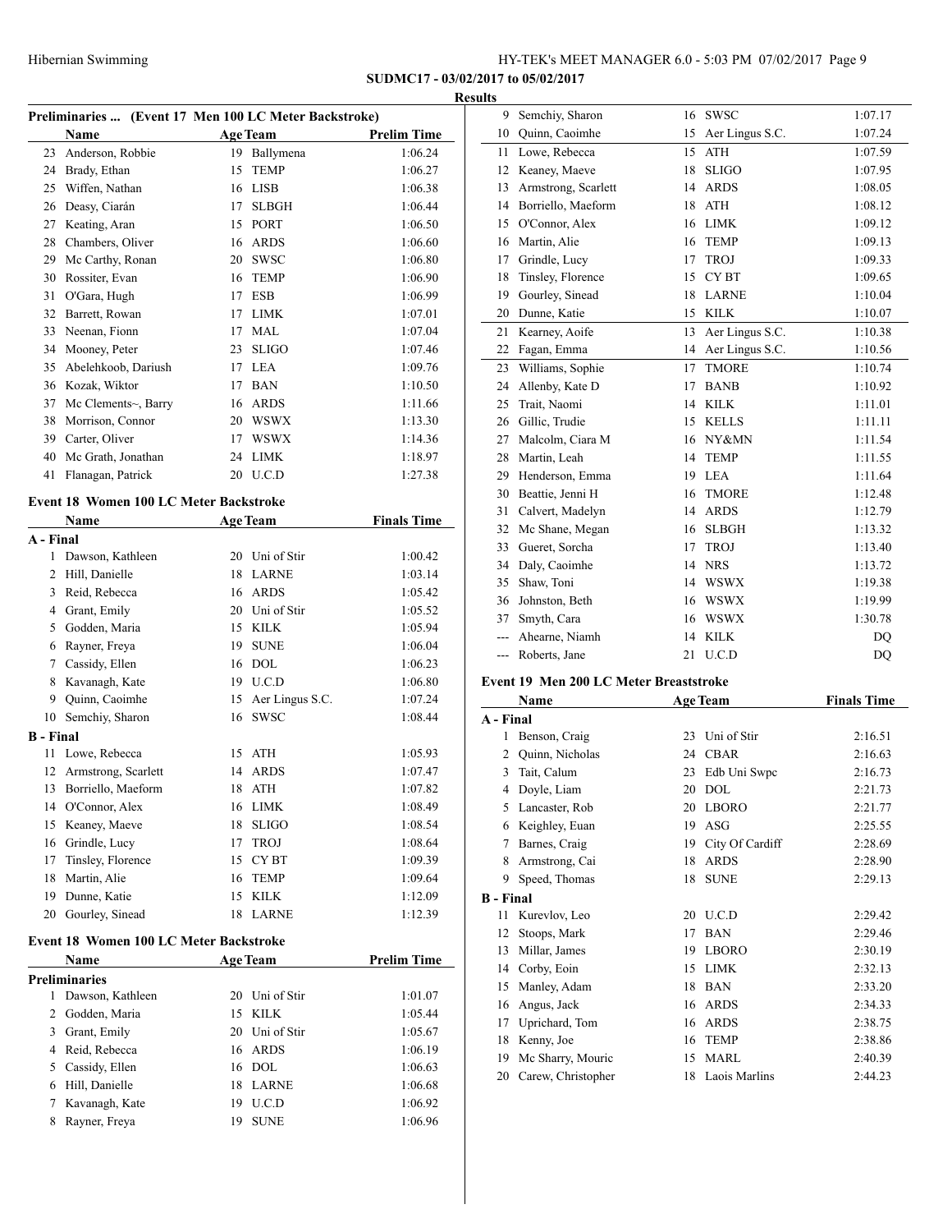## Results

### Preliminaries ... (Event 17 Men 100 LC Meter Backstroke)

| | Name | Age | Team | Prelim Time |
|---|---|---|---|---|
| 23 | Anderson, Robbie | 19 | Ballymena | 1:06.24 |
| 24 | Brady, Ethan | 15 | TEMP | 1:06.27 |
| 25 | Wiffen, Nathan | 16 | LISB | 1:06.38 |
| 26 | Deasy, Ciarán | 17 | SLBGH | 1:06.44 |
| 27 | Keating, Aran | 15 | PORT | 1:06.50 |
| 28 | Chambers, Oliver | 16 | ARDS | 1:06.60 |
| 29 | Mc Carthy, Ronan | 20 | SWSC | 1:06.80 |
| 30 | Rossiter, Evan | 16 | TEMP | 1:06.90 |
| 31 | O'Gara, Hugh | 17 | ESB | 1:06.99 |
| 32 | Barrett, Rowan | 17 | LIMK | 1:07.01 |
| 33 | Neenan, Fionn | 17 | MAL | 1:07.04 |
| 34 | Mooney, Peter | 23 | SLIGO | 1:07.46 |
| 35 | Abelehkoob, Dariush | 17 | LEA | 1:09.76 |
| 36 | Kozak, Wiktor | 17 | BAN | 1:10.50 |
| 37 | Mc Clements~, Barry | 16 | ARDS | 1:11.66 |
| 38 | Morrison, Connor | 20 | WSWX | 1:13.30 |
| 39 | Carter, Oliver | 17 | WSWX | 1:14.36 |
| 40 | Mc Grath, Jonathan | 24 | LIMK | 1:18.97 |
| 41 | Flanagan, Patrick | 20 | U.C.D | 1:27.38 |

### Event 18 Women 100 LC Meter Backstroke

| | Name | Age | Team | Finals Time |
|---|---|---|---|---|
| **A - Final** | | | | |
| 1 | Dawson, Kathleen | 20 | Uni of Stir | 1:00.42 |
| 2 | Hill, Danielle | 18 | LARNE | 1:03.14 |
| 3 | Reid, Rebecca | 16 | ARDS | 1:05.42 |
| 4 | Grant, Emily | 20 | Uni of Stir | 1:05.52 |
| 5 | Godden, Maria | 15 | KILK | 1:05.94 |
| 6 | Rayner, Freya | 19 | SUNE | 1:06.04 |
| 7 | Cassidy, Ellen | 16 | DOL | 1:06.23 |
| 8 | Kavanagh, Kate | 19 | U.C.D | 1:06.80 |
| 9 | Quinn, Caoimhe | 15 | Aer Lingus S.C. | 1:07.24 |
| 10 | Semchiy, Sharon | 16 | SWSC | 1:08.44 |
| **B - Final** | | | | |
| 11 | Lowe, Rebecca | 15 | ATH | 1:05.93 |
| 12 | Armstrong, Scarlett | 14 | ARDS | 1:07.47 |
| 13 | Borriello, Maeform | 18 | ATH | 1:07.82 |
| 14 | O'Connor, Alex | 16 | LIMK | 1:08.49 |
| 15 | Keaney, Maeve | 18 | SLIGO | 1:08.54 |
| 16 | Grindle, Lucy | 17 | TROJ | 1:08.64 |
| 17 | Tinsley, Florence | 15 | CY BT | 1:09.39 |
| 18 | Martin, Alie | 16 | TEMP | 1:09.64 |
| 19 | Dunne, Katie | 15 | KILK | 1:12.09 |
| 20 | Gourley, Sinead | 18 | LARNE | 1:12.39 |

### Event 18 Women 100 LC Meter Backstroke

| | Name | Age | Team | Prelim Time |
|---|---|---|---|---|
| **Preliminaries** | | | | |
| 1 | Dawson, Kathleen | 20 | Uni of Stir | 1:01.07 |
| 2 | Godden, Maria | 15 | KILK | 1:05.44 |
| 3 | Grant, Emily | 20 | Uni of Stir | 1:05.67 |
| 4 | Reid, Rebecca | 16 | ARDS | 1:06.19 |
| 5 | Cassidy, Ellen | 16 | DOL | 1:06.63 |
| 6 | Hill, Danielle | 18 | LARNE | 1:06.68 |
| 7 | Kavanagh, Kate | 19 | U.C.D | 1:06.92 |
| 8 | Rayner, Freya | 19 | SUNE | 1:06.96 |
| 9 | Semchiy, Sharon | 16 | SWSC | 1:07.17 |
| 10 | Quinn, Caoimhe | 15 | Aer Lingus S.C. | 1:07.24 |
| 11 | Lowe, Rebecca | 15 | ATH | 1:07.59 |
| 12 | Keaney, Maeve | 18 | SLIGO | 1:07.95 |
| 13 | Armstrong, Scarlett | 14 | ARDS | 1:08.05 |
| 14 | Borriello, Maeform | 18 | ATH | 1:08.12 |
| 15 | O'Connor, Alex | 16 | LIMK | 1:09.12 |
| 16 | Martin, Alie | 16 | TEMP | 1:09.13 |
| 17 | Grindle, Lucy | 17 | TROJ | 1:09.33 |
| 18 | Tinsley, Florence | 15 | CY BT | 1:09.65 |
| 19 | Gourley, Sinead | 18 | LARNE | 1:10.04 |
| 20 | Dunne, Katie | 15 | KILK | 1:10.07 |
| 21 | Kearney, Aoife | 13 | Aer Lingus S.C. | 1:10.38 |
| 22 | Fagan, Emma | 14 | Aer Lingus S.C. | 1:10.56 |
| 23 | Williams, Sophie | 17 | TMORE | 1:10.74 |
| 24 | Allenby, Kate D | 17 | BANB | 1:10.92 |
| 25 | Trait, Naomi | 14 | KILK | 1:11.01 |
| 26 | Gillic, Trudie | 15 | KELLS | 1:11.11 |
| 27 | Malcolm, Ciara M | 16 | NY&MN | 1:11.54 |
| 28 | Martin, Leah | 14 | TEMP | 1:11.55 |
| 29 | Henderson, Emma | 19 | LEA | 1:11.64 |
| 30 | Beattie, Jenni H | 16 | TMORE | 1:12.48 |
| 31 | Calvert, Madelyn | 14 | ARDS | 1:12.79 |
| 32 | Mc Shane, Megan | 16 | SLBGH | 1:13.32 |
| 33 | Gueret, Sorcha | 17 | TROJ | 1:13.40 |
| 34 | Daly, Caoimhe | 14 | NRS | 1:13.72 |
| 35 | Shaw, Toni | 14 | WSWX | 1:19.38 |
| 36 | Johnston, Beth | 16 | WSWX | 1:19.99 |
| 37 | Smyth, Cara | 16 | WSWX | 1:30.78 |
| --- | Ahearne, Niamh | 14 | KILK | DQ |
| --- | Roberts, Jane | 21 | U.C.D | DQ |

### Event 19 Men 200 LC Meter Breaststroke

| | Name | Age | Team | Finals Time |
|---|---|---|---|---|
| **A - Final** | | | | |
| 1 | Benson, Craig | 23 | Uni of Stir | 2:16.51 |
| 2 | Quinn, Nicholas | 24 | CBAR | 2:16.63 |
| 3 | Tait, Calum | 23 | Edb Uni Swpc | 2:16.73 |
| 4 | Doyle, Liam | 20 | DOL | 2:21.73 |
| 5 | Lancaster, Rob | 20 | LBORO | 2:21.77 |
| 6 | Keighley, Euan | 19 | ASG | 2:25.55 |
| 7 | Barnes, Craig | 19 | City Of Cardiff | 2:28.69 |
| 8 | Armstrong, Cai | 18 | ARDS | 2:28.90 |
| 9 | Speed, Thomas | 18 | SUNE | 2:29.13 |
| **B - Final** | | | | |
| 11 | Kurevlov, Leo | 20 | U.C.D | 2:29.42 |
| 12 | Stoops, Mark | 17 | BAN | 2:29.46 |
| 13 | Millar, James | 19 | LBORO | 2:30.19 |
| 14 | Corby, Eoin | 15 | LIMK | 2:32.13 |
| 15 | Manley, Adam | 18 | BAN | 2:33.20 |
| 16 | Angus, Jack | 16 | ARDS | 2:34.33 |
| 17 | Uprichard, Tom | 16 | ARDS | 2:38.75 |
| 18 | Kenny, Joe | 16 | TEMP | 2:38.86 |
| 19 | Mc Sharry, Mouric | 15 | MARL | 2:40.39 |
| 20 | Carew, Christopher | 18 | Laois Marlins | 2:44.23 |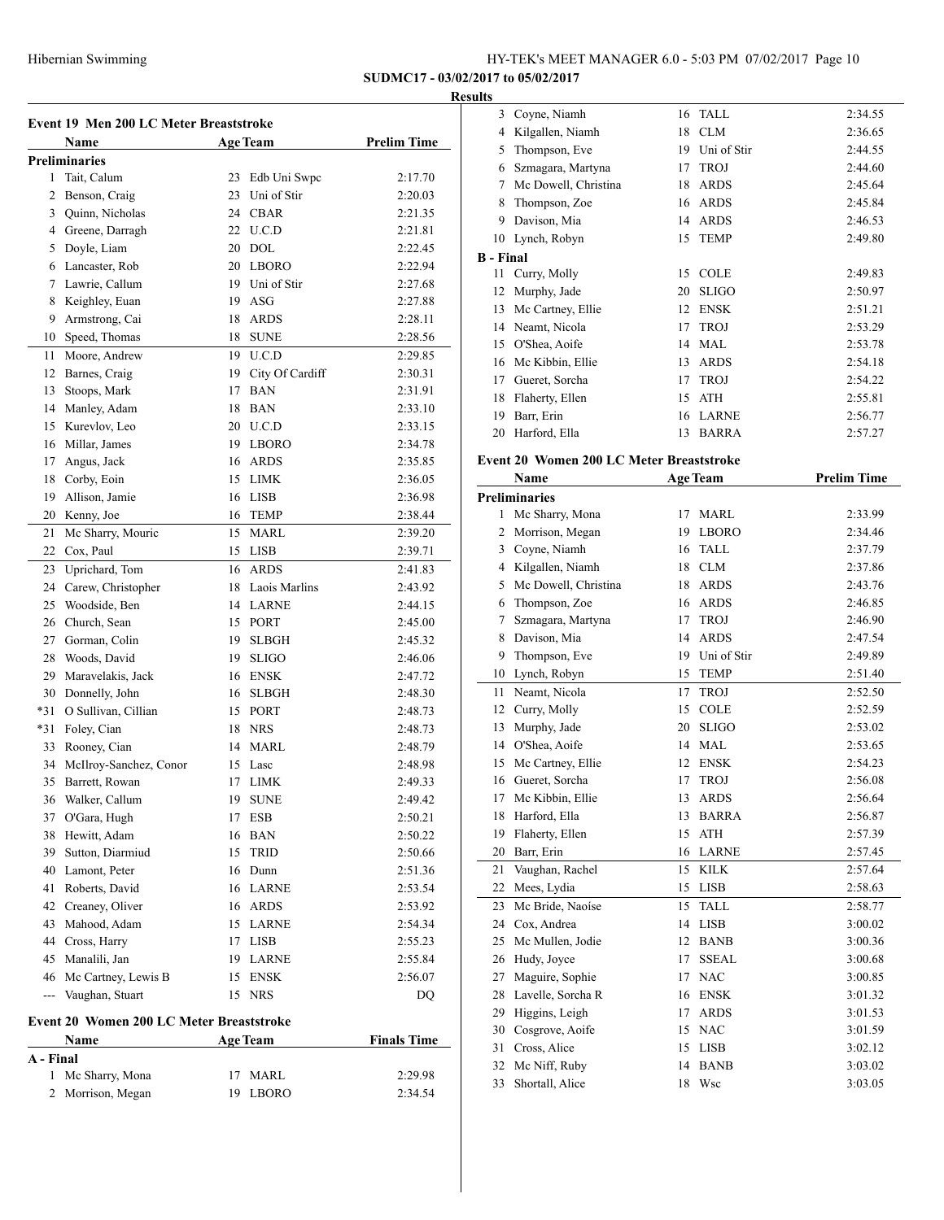Hibernian Swimming — HY-TEK's MEET MANAGER 6.0 - 5:03 PM 07/02/2017

**SUDMC17 - 03/02/2017 to 05/02/2017**

**Results**

### Event 19 Men 200 LC Meter Breaststroke

| | Name | Age | Team | Prelim Time |
|---|---|---|---|---|
| **Preliminaries** | | | | |
| 1 | Tait, Calum | 23 | Edb Uni Swpc | 2:17.70 |
| 2 | Benson, Craig | 23 | Uni of Stir | 2:20.03 |
| 3 | Quinn, Nicholas | 24 | CBAR | 2:21.35 |
| 4 | Greene, Darragh | 22 | U.C.D | 2:21.81 |
| 5 | Doyle, Liam | 20 | DOL | 2:22.45 |
| 6 | Lancaster, Rob | 20 | LBORO | 2:22.94 |
| 7 | Lawrie, Callum | 19 | Uni of Stir | 2:27.68 |
| 8 | Keighley, Euan | 19 | ASG | 2:27.88 |
| 9 | Armstrong, Cai | 18 | ARDS | 2:28.11 |
| 10 | Speed, Thomas | 18 | SUNE | 2:28.56 |
| 11 | Moore, Andrew | 19 | U.C.D | 2:29.85 |
| 12 | Barnes, Craig | 19 | City Of Cardiff | 2:30.31 |
| 13 | Stoops, Mark | 17 | BAN | 2:31.91 |
| 14 | Manley, Adam | 18 | BAN | 2:33.10 |
| 15 | Kurevlov, Leo | 20 | U.C.D | 2:33.15 |
| 16 | Millar, James | 19 | LBORO | 2:34.78 |
| 17 | Angus, Jack | 16 | ARDS | 2:35.85 |
| 18 | Corby, Eoin | 15 | LIMK | 2:36.05 |
| 19 | Allison, Jamie | 16 | LISB | 2:36.98 |
| 20 | Kenny, Joe | 16 | TEMP | 2:38.44 |
| 21 | Mc Sharry, Mouric | 15 | MARL | 2:39.20 |
| 22 | Cox, Paul | 15 | LISB | 2:39.71 |
| 23 | Uprichard, Tom | 16 | ARDS | 2:41.83 |
| 24 | Carew, Christopher | 18 | Laois Marlins | 2:43.92 |
| 25 | Woodside, Ben | 14 | LARNE | 2:44.15 |
| 26 | Church, Sean | 15 | PORT | 2:45.00 |
| 27 | Gorman, Colin | 19 | SLBGH | 2:45.32 |
| 28 | Woods, David | 19 | SLIGO | 2:46.06 |
| 29 | Maravelakis, Jack | 16 | ENSK | 2:47.72 |
| 30 | Donnelly, John | 16 | SLBGH | 2:48.30 |
| *31 | O Sullivan, Cillian | 15 | PORT | 2:48.73 |
| *31 | Foley, Cian | 18 | NRS | 2:48.73 |
| 33 | Rooney, Cian | 14 | MARL | 2:48.79 |
| 34 | McIlroy-Sanchez, Conor | 15 | Lasc | 2:48.98 |
| 35 | Barrett, Rowan | 17 | LIMK | 2:49.33 |
| 36 | Walker, Callum | 19 | SUNE | 2:49.42 |
| 37 | O'Gara, Hugh | 17 | ESB | 2:50.21 |
| 38 | Hewitt, Adam | 16 | BAN | 2:50.22 |
| 39 | Sutton, Diarmiud | 15 | TRID | 2:50.66 |
| 40 | Lamont, Peter | 16 | Dunn | 2:51.36 |
| 41 | Roberts, David | 16 | LARNE | 2:53.54 |
| 42 | Creaney, Oliver | 16 | ARDS | 2:53.92 |
| 43 | Mahood, Adam | 15 | LARNE | 2:54.34 |
| 44 | Cross, Harry | 17 | LISB | 2:55.23 |
| 45 | Manalili, Jan | 19 | LARNE | 2:55.84 |
| 46 | Mc Cartney, Lewis B | 15 | ENSK | 2:56.07 |
| --- | Vaughan, Stuart | 15 | NRS | DQ |

### Event 20 Women 200 LC Meter Breaststroke

| | Name | Age | Team | Finals Time |
|---|---|---|---|---|
| **A - Final** | | | | |
| 1 | Mc Sharry, Mona | 17 | MARL | 2:29.98 |
| 2 | Morrison, Megan | 19 | LBORO | 2:34.54 |
| 3 | Coyne, Niamh | 16 | TALL | 2:34.55 |
| 4 | Kilgallen, Niamh | 18 | CLM | 2:36.65 |
| 5 | Thompson, Eve | 19 | Uni of Stir | 2:44.55 |
| 6 | Szmagara, Martyna | 17 | TROJ | 2:44.60 |
| 7 | Mc Dowell, Christina | 18 | ARDS | 2:45.64 |
| 8 | Thompson, Zoe | 16 | ARDS | 2:45.84 |
| 9 | Davison, Mia | 14 | ARDS | 2:46.53 |
| 10 | Lynch, Robyn | 15 | TEMP | 2:49.80 |
| **B - Final** | | | | |
| 11 | Curry, Molly | 15 | COLE | 2:49.83 |
| 12 | Murphy, Jade | 20 | SLIGO | 2:50.97 |
| 13 | Mc Cartney, Ellie | 12 | ENSK | 2:51.21 |
| 14 | Neamt, Nicola | 17 | TROJ | 2:53.29 |
| 15 | O'Shea, Aoife | 14 | MAL | 2:53.78 |
| 16 | Mc Kibbin, Ellie | 13 | ARDS | 2:54.18 |
| 17 | Gueret, Sorcha | 17 | TROJ | 2:54.22 |
| 18 | Flaherty, Ellen | 15 | ATH | 2:55.81 |
| 19 | Barr, Erin | 16 | LARNE | 2:56.77 |
| 20 | Harford, Ella | 13 | BARRA | 2:57.27 |

### Event 20 Women 200 LC Meter Breaststroke

| | Name | Age | Team | Prelim Time |
|---|---|---|---|---|
| **Preliminaries** | | | | |
| 1 | Mc Sharry, Mona | 17 | MARL | 2:33.99 |
| 2 | Morrison, Megan | 19 | LBORO | 2:34.46 |
| 3 | Coyne, Niamh | 16 | TALL | 2:37.79 |
| 4 | Kilgallen, Niamh | 18 | CLM | 2:37.86 |
| 5 | Mc Dowell, Christina | 18 | ARDS | 2:43.76 |
| 6 | Thompson, Zoe | 16 | ARDS | 2:46.85 |
| 7 | Szmagara, Martyna | 17 | TROJ | 2:46.90 |
| 8 | Davison, Mia | 14 | ARDS | 2:47.54 |
| 9 | Thompson, Eve | 19 | Uni of Stir | 2:49.89 |
| 10 | Lynch, Robyn | 15 | TEMP | 2:51.40 |
| 11 | Neamt, Nicola | 17 | TROJ | 2:52.50 |
| 12 | Curry, Molly | 15 | COLE | 2:52.59 |
| 13 | Murphy, Jade | 20 | SLIGO | 2:53.02 |
| 14 | O'Shea, Aoife | 14 | MAL | 2:53.65 |
| 15 | Mc Cartney, Ellie | 12 | ENSK | 2:54.23 |
| 16 | Gueret, Sorcha | 17 | TROJ | 2:56.08 |
| 17 | Mc Kibbin, Ellie | 13 | ARDS | 2:56.64 |
| 18 | Harford, Ella | 13 | BARRA | 2:56.87 |
| 19 | Flaherty, Ellen | 15 | ATH | 2:57.39 |
| 20 | Barr, Erin | 16 | LARNE | 2:57.45 |
| 21 | Vaughan, Rachel | 15 | KILK | 2:57.64 |
| 22 | Mees, Lydia | 15 | LISB | 2:58.63 |
| 23 | Mc Bride, Naoíse | 15 | TALL | 2:58.77 |
| 24 | Cox, Andrea | 14 | LISB | 3:00.02 |
| 25 | Mc Mullen, Jodie | 12 | BANB | 3:00.36 |
| 26 | Hudy, Joyce | 17 | SSEAL | 3:00.68 |
| 27 | Maguire, Sophie | 17 | NAC | 3:00.85 |
| 28 | Lavelle, Sorcha R | 16 | ENSK | 3:01.32 |
| 29 | Higgins, Leigh | 17 | ARDS | 3:01.53 |
| 30 | Cosgrove, Aoife | 15 | NAC | 3:01.59 |
| 31 | Cross, Alice | 15 | LISB | 3:02.12 |
| 32 | Mc Niff, Ruby | 14 | BANB | 3:03.02 |
| 33 | Shortall, Alice | 18 | Wsc | 3:03.05 |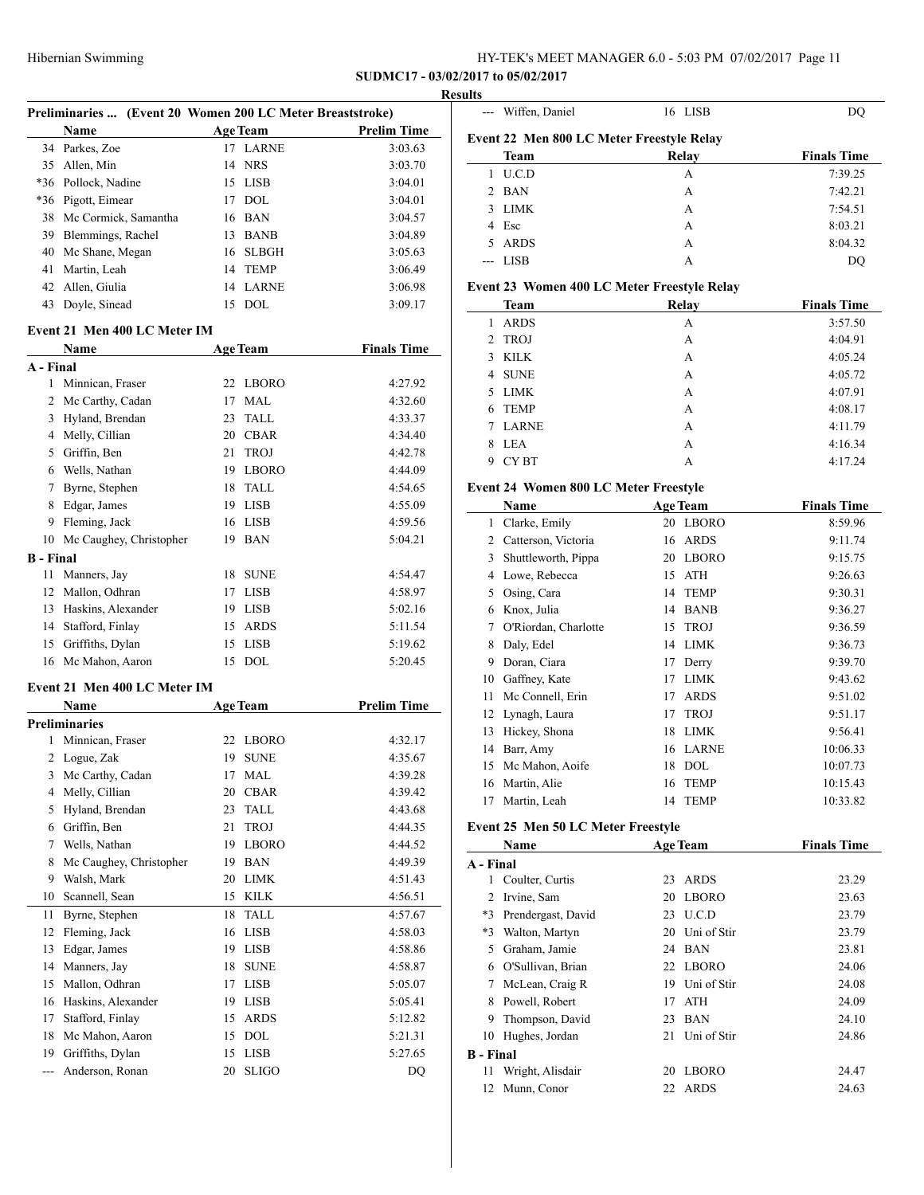**SUDMC17 - 03/02/2017 to 05/02/2017**

**Results**

### Preliminaries ... (Event 20 Women 200 LC Meter Breaststroke)

| | Name | Age | Team | Prelim Time |
|---|---|---|---|---|
| 34 | Parkes, Zoe | 17 | LARNE | 3:03.63 |
| 35 | Allen, Min | 14 | NRS | 3:03.70 |
| *36 | Pollock, Nadine | 15 | LISB | 3:04.01 |
| *36 | Pigott, Eimear | 17 | DOL | 3:04.01 |
| 38 | Mc Cormick, Samantha | 16 | BAN | 3:04.57 |
| 39 | Blemmings, Rachel | 13 | BANB | 3:04.89 |
| 40 | Mc Shane, Megan | 16 | SLBGH | 3:05.63 |
| 41 | Martin, Leah | 14 | TEMP | 3:06.49 |
| 42 | Allen, Giulia | 14 | LARNE | 3:06.98 |
| 43 | Doyle, Sinead | 15 | DOL | 3:09.17 |

### Event 21 Men 400 LC Meter IM

| | Name | Age | Team | Finals Time |
|---|---|---|---|---|
| **A - Final** | | | | |
| 1 | Minnican, Fraser | 22 | LBORO | 4:27.92 |
| 2 | Mc Carthy, Cadan | 17 | MAL | 4:32.60 |
| 3 | Hyland, Brendan | 23 | TALL | 4:33.37 |
| 4 | Melly, Cillian | 20 | CBAR | 4:34.40 |
| 5 | Griffin, Ben | 21 | TROJ | 4:42.78 |
| 6 | Wells, Nathan | 19 | LBORO | 4:44.09 |
| 7 | Byrne, Stephen | 18 | TALL | 4:54.65 |
| 8 | Edgar, James | 19 | LISB | 4:55.09 |
| 9 | Fleming, Jack | 16 | LISB | 4:59.56 |
| 10 | Mc Caughey, Christopher | 19 | BAN | 5:04.21 |
| **B - Final** | | | | |
| 11 | Manners, Jay | 18 | SUNE | 4:54.47 |
| 12 | Mallon, Odhran | 17 | LISB | 4:58.97 |
| 13 | Haskins, Alexander | 19 | LISB | 5:02.16 |
| 14 | Stafford, Finlay | 15 | ARDS | 5:11.54 |
| 15 | Griffiths, Dylan | 15 | LISB | 5:19.62 |
| 16 | Mc Mahon, Aaron | 15 | DOL | 5:20.45 |

### Event 21 Men 400 LC Meter IM

| | Name | Age | Team | Prelim Time |
|---|---|---|---|---|
| **Preliminaries** | | | | |
| 1 | Minnican, Fraser | 22 | LBORO | 4:32.17 |
| 2 | Logue, Zak | 19 | SUNE | 4:35.67 |
| 3 | Mc Carthy, Cadan | 17 | MAL | 4:39.28 |
| 4 | Melly, Cillian | 20 | CBAR | 4:39.42 |
| 5 | Hyland, Brendan | 23 | TALL | 4:43.68 |
| 6 | Griffin, Ben | 21 | TROJ | 4:44.35 |
| 7 | Wells, Nathan | 19 | LBORO | 4:44.52 |
| 8 | Mc Caughey, Christopher | 19 | BAN | 4:49.39 |
| 9 | Walsh, Mark | 20 | LIMK | 4:51.43 |
| 10 | Scannell, Sean | 15 | KILK | 4:56.51 |
| 11 | Byrne, Stephen | 18 | TALL | 4:57.67 |
| 12 | Fleming, Jack | 16 | LISB | 4:58.03 |
| 13 | Edgar, James | 19 | LISB | 4:58.86 |
| 14 | Manners, Jay | 18 | SUNE | 4:58.87 |
| 15 | Mallon, Odhran | 17 | LISB | 5:05.07 |
| 16 | Haskins, Alexander | 19 | LISB | 5:05.41 |
| 17 | Stafford, Finlay | 15 | ARDS | 5:12.82 |
| 18 | Mc Mahon, Aaron | 15 | DOL | 5:21.31 |
| 19 | Griffiths, Dylan | 15 | LISB | 5:27.65 |
| --- | Anderson, Ronan | 20 | SLIGO | DQ |
| --- | Wiffen, Daniel | 16 | LISB | DQ |

### Event 22 Men 800 LC Meter Freestyle Relay

| | Team | Relay | Finals Time |
|---|---|---|---|
| 1 | U.C.D | A | 7:39.25 |
| 2 | BAN | A | 7:42.21 |
| 3 | LIMK | A | 7:54.51 |
| 4 | Esc | A | 8:03.21 |
| 5 | ARDS | A | 8:04.32 |
| --- | LISB | A | DQ |

### Event 23 Women 400 LC Meter Freestyle Relay

| | Team | Relay | Finals Time |
|---|---|---|---|
| 1 | ARDS | A | 3:57.50 |
| 2 | TROJ | A | 4:04.91 |
| 3 | KILK | A | 4:05.24 |
| 4 | SUNE | A | 4:05.72 |
| 5 | LIMK | A | 4:07.91 |
| 6 | TEMP | A | 4:08.17 |
| 7 | LARNE | A | 4:11.79 |
| 8 | LEA | A | 4:16.34 |
| 9 | CY BT | A | 4:17.24 |

### Event 24 Women 800 LC Meter Freestyle

| | Name | Age | Team | Finals Time |
|---|---|---|---|---|
| 1 | Clarke, Emily | 20 | LBORO | 8:59.96 |
| 2 | Catterson, Victoria | 16 | ARDS | 9:11.74 |
| 3 | Shuttleworth, Pippa | 20 | LBORO | 9:15.75 |
| 4 | Lowe, Rebecca | 15 | ATH | 9:26.63 |
| 5 | Osing, Cara | 14 | TEMP | 9:30.31 |
| 6 | Knox, Julia | 14 | BANB | 9:36.27 |
| 7 | O'Riordan, Charlotte | 15 | TROJ | 9:36.59 |
| 8 | Daly, Edel | 14 | LIMK | 9:36.73 |
| 9 | Doran, Ciara | 17 | Derry | 9:39.70 |
| 10 | Gaffney, Kate | 17 | LIMK | 9:43.62 |
| 11 | Mc Connell, Erin | 17 | ARDS | 9:51.02 |
| 12 | Lynagh, Laura | 17 | TROJ | 9:51.17 |
| 13 | Hickey, Shona | 18 | LIMK | 9:56.41 |
| 14 | Barr, Amy | 16 | LARNE | 10:06.33 |
| 15 | Mc Mahon, Aoife | 18 | DOL | 10:07.73 |
| 16 | Martin, Alie | 16 | TEMP | 10:15.43 |
| 17 | Martin, Leah | 14 | TEMP | 10:33.82 |

### Event 25 Men 50 LC Meter Freestyle

| | Name | Age | Team | Finals Time |
|---|---|---|---|---|
| **A - Final** | | | | |
| 1 | Coulter, Curtis | 23 | ARDS | 23.29 |
| 2 | Irvine, Sam | 20 | LBORO | 23.63 |
| *3 | Prendergast, David | 23 | U.C.D | 23.79 |
| *3 | Walton, Martyn | 20 | Uni of Stir | 23.79 |
| 5 | Graham, Jamie | 24 | BAN | 23.81 |
| 6 | O'Sullivan, Brian | 22 | LBORO | 24.06 |
| 7 | McLean, Craig R | 19 | Uni of Stir | 24.08 |
| 8 | Powell, Robert | 17 | ATH | 24.09 |
| 9 | Thompson, David | 23 | BAN | 24.10 |
| 10 | Hughes, Jordan | 21 | Uni of Stir | 24.86 |
| **B - Final** | | | | |
| 11 | Wright, Alisdair | 20 | LBORO | 24.47 |
| 12 | Munn, Conor | 22 | ARDS | 24.63 |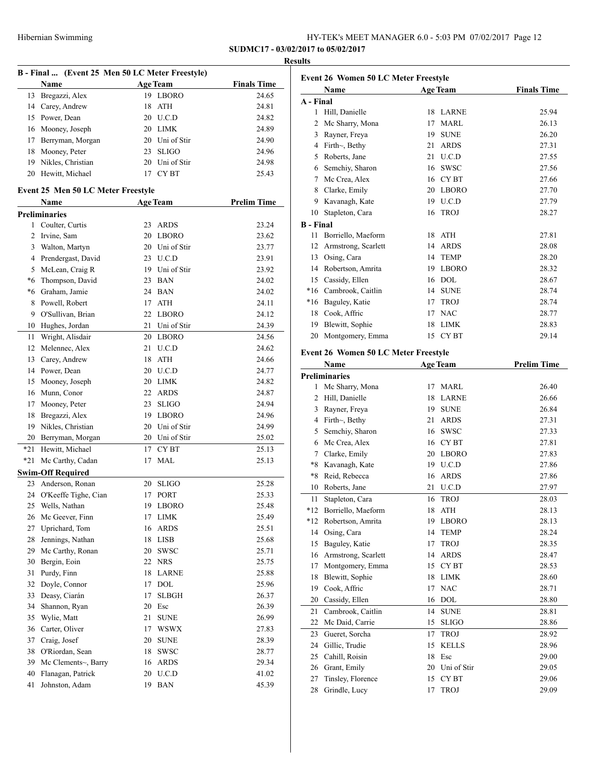## Results

### B - Final ... (Event 25 Men 50 LC Meter Freestyle)

| | Name | Age | Team | Finals Time |
|---|---|---|---|---|
| 13 | Bregazzi, Alex | 19 | LBORO | 24.65 |
| 14 | Carey, Andrew | 18 | ATH | 24.81 |
| 15 | Power, Dean | 20 | U.C.D | 24.82 |
| 16 | Mooney, Joseph | 20 | LIMK | 24.89 |
| 17 | Berryman, Morgan | 20 | Uni of Stir | 24.90 |
| 18 | Mooney, Peter | 23 | SLIGO | 24.96 |
| 19 | Nikles, Christian | 20 | Uni of Stir | 24.98 |
| 20 | Hewitt, Michael | 17 | CY BT | 25.43 |

### Event 25 Men 50 LC Meter Freestyle

| | Name | Age | Team | Prelim Time |
|---|---|---|---|---|
| **Preliminaries** | | | | |
| 1 | Coulter, Curtis | 23 | ARDS | 23.24 |
| 2 | Irvine, Sam | 20 | LBORO | 23.62 |
| 3 | Walton, Martyn | 20 | Uni of Stir | 23.77 |
| 4 | Prendergast, David | 23 | U.C.D | 23.91 |
| 5 | McLean, Craig R | 19 | Uni of Stir | 23.92 |
| *6 | Thompson, David | 23 | BAN | 24.02 |
| *6 | Graham, Jamie | 24 | BAN | 24.02 |
| 8 | Powell, Robert | 17 | ATH | 24.11 |
| 9 | O'Sullivan, Brian | 22 | LBORO | 24.12 |
| 10 | Hughes, Jordan | 21 | Uni of Stir | 24.39 |
| 11 | Wright, Alisdair | 20 | LBORO | 24.56 |
| 12 | Melennec, Alex | 21 | U.C.D | 24.62 |
| 13 | Carey, Andrew | 18 | ATH | 24.66 |
| 14 | Power, Dean | 20 | U.C.D | 24.77 |
| 15 | Mooney, Joseph | 20 | LIMK | 24.82 |
| 16 | Munn, Conor | 22 | ARDS | 24.87 |
| 17 | Mooney, Peter | 23 | SLIGO | 24.94 |
| 18 | Bregazzi, Alex | 19 | LBORO | 24.96 |
| 19 | Nikles, Christian | 20 | Uni of Stir | 24.99 |
| 20 | Berryman, Morgan | 20 | Uni of Stir | 25.02 |
| *21 | Hewitt, Michael | 17 | CY BT | 25.13 |
| *21 | Mc Carthy, Cadan | 17 | MAL | 25.13 |
| **Swim-Off Required** | | | | |
| 23 | Anderson, Ronan | 20 | SLIGO | 25.28 |
| 24 | O'Keeffe Tighe, Cian | 17 | PORT | 25.33 |
| 25 | Wells, Nathan | 19 | LBORO | 25.48 |
| 26 | Mc Geever, Finn | 17 | LIMK | 25.49 |
| 27 | Uprichard, Tom | 16 | ARDS | 25.51 |
| 28 | Jennings, Nathan | 18 | LISB | 25.68 |
| 29 | Mc Carthy, Ronan | 20 | SWSC | 25.71 |
| 30 | Bergin, Eoin | 22 | NRS | 25.75 |
| 31 | Purdy, Finn | 18 | LARNE | 25.88 |
| 32 | Doyle, Connor | 17 | DOL | 25.96 |
| 33 | Deasy, Ciarán | 17 | SLBGH | 26.37 |
| 34 | Shannon, Ryan | 20 | Esc | 26.39 |
| 35 | Wylie, Matt | 21 | SUNE | 26.99 |
| 36 | Carter, Oliver | 17 | WSWX | 27.83 |
| 37 | Craig, Josef | 20 | SUNE | 28.39 |
| 38 | O'Riordan, Sean | 18 | SWSC | 28.77 |
| 39 | Mc Clements~, Barry | 16 | ARDS | 29.34 |
| 40 | Flanagan, Patrick | 20 | U.C.D | 41.02 |
| 41 | Johnston, Adam | 19 | BAN | 45.39 |

### Event 26 Women 50 LC Meter Freestyle

| | Name | Age | Team | Finals Time |
|---|---|---|---|---|
| **A - Final** | | | | |
| 1 | Hill, Danielle | 18 | LARNE | 25.94 |
| 2 | Mc Sharry, Mona | 17 | MARL | 26.13 |
| 3 | Rayner, Freya | 19 | SUNE | 26.20 |
| 4 | Firth~, Bethy | 21 | ARDS | 27.31 |
| 5 | Roberts, Jane | 21 | U.C.D | 27.55 |
| 6 | Semchiy, Sharon | 16 | SWSC | 27.56 |
| 7 | Mc Crea, Alex | 16 | CY BT | 27.66 |
| 8 | Clarke, Emily | 20 | LBORO | 27.70 |
| 9 | Kavanagh, Kate | 19 | U.C.D | 27.79 |
| 10 | Stapleton, Cara | 16 | TROJ | 28.27 |
| **B - Final** | | | | |
| 11 | Borriello, Maeform | 18 | ATH | 27.81 |
| 12 | Armstrong, Scarlett | 14 | ARDS | 28.08 |
| 13 | Osing, Cara | 14 | TEMP | 28.20 |
| 14 | Robertson, Amrita | 19 | LBORO | 28.32 |
| 15 | Cassidy, Ellen | 16 | DOL | 28.67 |
| *16 | Cambrook, Caitlin | 14 | SUNE | 28.74 |
| *16 | Baguley, Katie | 17 | TROJ | 28.74 |
| 18 | Cook, Affric | 17 | NAC | 28.77 |
| 19 | Blewitt, Sophie | 18 | LIMK | 28.83 |
| 20 | Montgomery, Emma | 15 | CY BT | 29.14 |

### Event 26 Women 50 LC Meter Freestyle

| | Name | Age | Team | Prelim Time |
|---|---|---|---|---|
| **Preliminaries** | | | | |
| 1 | Mc Sharry, Mona | 17 | MARL | 26.40 |
| 2 | Hill, Danielle | 18 | LARNE | 26.66 |
| 3 | Rayner, Freya | 19 | SUNE | 26.84 |
| 4 | Firth~, Bethy | 21 | ARDS | 27.31 |
| 5 | Semchiy, Sharon | 16 | SWSC | 27.33 |
| 6 | Mc Crea, Alex | 16 | CY BT | 27.81 |
| 7 | Clarke, Emily | 20 | LBORO | 27.83 |
| *8 | Kavanagh, Kate | 19 | U.C.D | 27.86 |
| *8 | Reid, Rebecca | 16 | ARDS | 27.86 |
| 10 | Roberts, Jane | 21 | U.C.D | 27.97 |
| 11 | Stapleton, Cara | 16 | TROJ | 28.03 |
| *12 | Borriello, Maeform | 18 | ATH | 28.13 |
| *12 | Robertson, Amrita | 19 | LBORO | 28.13 |
| 14 | Osing, Cara | 14 | TEMP | 28.24 |
| 15 | Baguley, Katie | 17 | TROJ | 28.35 |
| 16 | Armstrong, Scarlett | 14 | ARDS | 28.47 |
| 17 | Montgomery, Emma | 15 | CY BT | 28.53 |
| 18 | Blewitt, Sophie | 18 | LIMK | 28.60 |
| 19 | Cook, Affric | 17 | NAC | 28.71 |
| 20 | Cassidy, Ellen | 16 | DOL | 28.80 |
| 21 | Cambrook, Caitlin | 14 | SUNE | 28.81 |
| 22 | Mc Daid, Carrie | 15 | SLIGO | 28.86 |
| 23 | Gueret, Sorcha | 17 | TROJ | 28.92 |
| 24 | Gillic, Trudie | 15 | KELLS | 28.96 |
| 25 | Cahill, Roisin | 18 | Esc | 29.00 |
| 26 | Grant, Emily | 20 | Uni of Stir | 29.05 |
| 27 | Tinsley, Florence | 15 | CY BT | 29.06 |
| 28 | Grindle, Lucy | 17 | TROJ | 29.09 |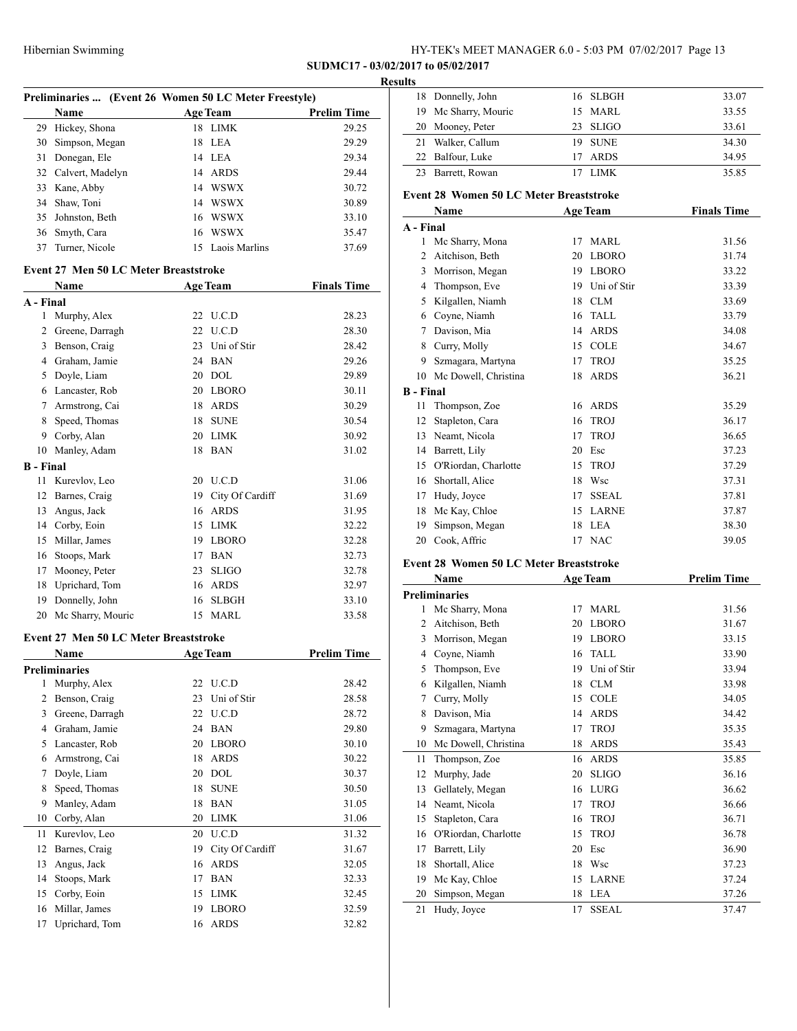## Preliminaries ... (Event 26 Women 50 LC Meter Freestyle)

| | Name | Age | Team | Prelim Time |
|---|---|---|---|---|
| 29 | Hickey, Shona | 18 | LIMK | 29.25 |
| 30 | Simpson, Megan | 18 | LEA | 29.29 |
| 31 | Donegan, Ele | 14 | LEA | 29.34 |
| 32 | Calvert, Madelyn | 14 | ARDS | 29.44 |
| 33 | Kane, Abby | 14 | WSWX | 30.72 |
| 34 | Shaw, Toni | 14 | WSWX | 30.89 |
| 35 | Johnston, Beth | 16 | WSWX | 33.10 |
| 36 | Smyth, Cara | 16 | WSWX | 35.47 |
| 37 | Turner, Nicole | 15 | Laois Marlins | 37.69 |

## Event 27 Men 50 LC Meter Breaststroke

| | Name | Age | Team | Finals Time |
|---|---|---|---|---|
| **A - Final** | | | | |
| 1 | Murphy, Alex | 22 | U.C.D | 28.23 |
| 2 | Greene, Darragh | 22 | U.C.D | 28.30 |
| 3 | Benson, Craig | 23 | Uni of Stir | 28.42 |
| 4 | Graham, Jamie | 24 | BAN | 29.26 |
| 5 | Doyle, Liam | 20 | DOL | 29.89 |
| 6 | Lancaster, Rob | 20 | LBORO | 30.11 |
| 7 | Armstrong, Cai | 18 | ARDS | 30.29 |
| 8 | Speed, Thomas | 18 | SUNE | 30.54 |
| 9 | Corby, Alan | 20 | LIMK | 30.92 |
| 10 | Manley, Adam | 18 | BAN | 31.02 |
| **B - Final** | | | | |
| 11 | Kurevlov, Leo | 20 | U.C.D | 31.06 |
| 12 | Barnes, Craig | 19 | City Of Cardiff | 31.69 |
| 13 | Angus, Jack | 16 | ARDS | 31.95 |
| 14 | Corby, Eoin | 15 | LIMK | 32.22 |
| 15 | Millar, James | 19 | LBORO | 32.28 |
| 16 | Stoops, Mark | 17 | BAN | 32.73 |
| 17 | Mooney, Peter | 23 | SLIGO | 32.78 |
| 18 | Uprichard, Tom | 16 | ARDS | 32.97 |
| 19 | Donnelly, John | 16 | SLBGH | 33.10 |
| 20 | Mc Sharry, Mouric | 15 | MARL | 33.58 |

## Event 27 Men 50 LC Meter Breaststroke

| | Name | Age | Team | Prelim Time |
|---|---|---|---|---|
| **Preliminaries** | | | | |
| 1 | Murphy, Alex | 22 | U.C.D | 28.42 |
| 2 | Benson, Craig | 23 | Uni of Stir | 28.58 |
| 3 | Greene, Darragh | 22 | U.C.D | 28.72 |
| 4 | Graham, Jamie | 24 | BAN | 29.80 |
| 5 | Lancaster, Rob | 20 | LBORO | 30.10 |
| 6 | Armstrong, Cai | 18 | ARDS | 30.22 |
| 7 | Doyle, Liam | 20 | DOL | 30.37 |
| 8 | Speed, Thomas | 18 | SUNE | 30.50 |
| 9 | Manley, Adam | 18 | BAN | 31.05 |
| 10 | Corby, Alan | 20 | LIMK | 31.06 |
| 11 | Kurevlov, Leo | 20 | U.C.D | 31.32 |
| 12 | Barnes, Craig | 19 | City Of Cardiff | 31.67 |
| 13 | Angus, Jack | 16 | ARDS | 32.05 |
| 14 | Stoops, Mark | 17 | BAN | 32.33 |
| 15 | Corby, Eoin | 15 | LIMK | 32.45 |
| 16 | Millar, James | 19 | LBORO | 32.59 |
| 17 | Uprichard, Tom | 16 | ARDS | 32.82 |
| 18 | Donnelly, John | 16 | SLBGH | 33.07 |
| 19 | Mc Sharry, Mouric | 15 | MARL | 33.55 |
| 20 | Mooney, Peter | 23 | SLIGO | 33.61 |
| 21 | Walker, Callum | 19 | SUNE | 34.30 |
| 22 | Balfour, Luke | 17 | ARDS | 34.95 |
| 23 | Barrett, Rowan | 17 | LIMK | 35.85 |

## Event 28 Women 50 LC Meter Breaststroke

| | Name | Age | Team | Finals Time |
|---|---|---|---|---|
| **A - Final** | | | | |
| 1 | Mc Sharry, Mona | 17 | MARL | 31.56 |
| 2 | Aitchison, Beth | 20 | LBORO | 31.74 |
| 3 | Morrison, Megan | 19 | LBORO | 33.22 |
| 4 | Thompson, Eve | 19 | Uni of Stir | 33.39 |
| 5 | Kilgallen, Niamh | 18 | CLM | 33.69 |
| 6 | Coyne, Niamh | 16 | TALL | 33.79 |
| 7 | Davison, Mia | 14 | ARDS | 34.08 |
| 8 | Curry, Molly | 15 | COLE | 34.67 |
| 9 | Szmagara, Martyna | 17 | TROJ | 35.25 |
| 10 | Mc Dowell, Christina | 18 | ARDS | 36.21 |
| **B - Final** | | | | |
| 11 | Thompson, Zoe | 16 | ARDS | 35.29 |
| 12 | Stapleton, Cara | 16 | TROJ | 36.17 |
| 13 | Neamt, Nicola | 17 | TROJ | 36.65 |
| 14 | Barrett, Lily | 20 | Esc | 37.23 |
| 15 | O'Riordan, Charlotte | 15 | TROJ | 37.29 |
| 16 | Shortall, Alice | 18 | Wsc | 37.31 |
| 17 | Hudy, Joyce | 17 | SSEAL | 37.81 |
| 18 | Mc Kay, Chloe | 15 | LARNE | 37.87 |
| 19 | Simpson, Megan | 18 | LEA | 38.30 |
| 20 | Cook, Affric | 17 | NAC | 39.05 |

## Event 28 Women 50 LC Meter Breaststroke

| | Name | Age | Team | Prelim Time |
|---|---|---|---|---|
| **Preliminaries** | | | | |
| 1 | Mc Sharry, Mona | 17 | MARL | 31.56 |
| 2 | Aitchison, Beth | 20 | LBORO | 31.67 |
| 3 | Morrison, Megan | 19 | LBORO | 33.15 |
| 4 | Coyne, Niamh | 16 | TALL | 33.90 |
| 5 | Thompson, Eve | 19 | Uni of Stir | 33.94 |
| 6 | Kilgallen, Niamh | 18 | CLM | 33.98 |
| 7 | Curry, Molly | 15 | COLE | 34.05 |
| 8 | Davison, Mia | 14 | ARDS | 34.42 |
| 9 | Szmagara, Martyna | 17 | TROJ | 35.35 |
| 10 | Mc Dowell, Christina | 18 | ARDS | 35.43 |
| 11 | Thompson, Zoe | 16 | ARDS | 35.85 |
| 12 | Murphy, Jade | 20 | SLIGO | 36.16 |
| 13 | Gellately, Megan | 16 | LURG | 36.62 |
| 14 | Neamt, Nicola | 17 | TROJ | 36.66 |
| 15 | Stapleton, Cara | 16 | TROJ | 36.71 |
| 16 | O'Riordan, Charlotte | 15 | TROJ | 36.78 |
| 17 | Barrett, Lily | 20 | Esc | 36.90 |
| 18 | Shortall, Alice | 18 | Wsc | 37.23 |
| 19 | Mc Kay, Chloe | 15 | LARNE | 37.24 |
| 20 | Simpson, Megan | 18 | LEA | 37.26 |
| 21 | Hudy, Joyce | 17 | SSEAL | 37.47 |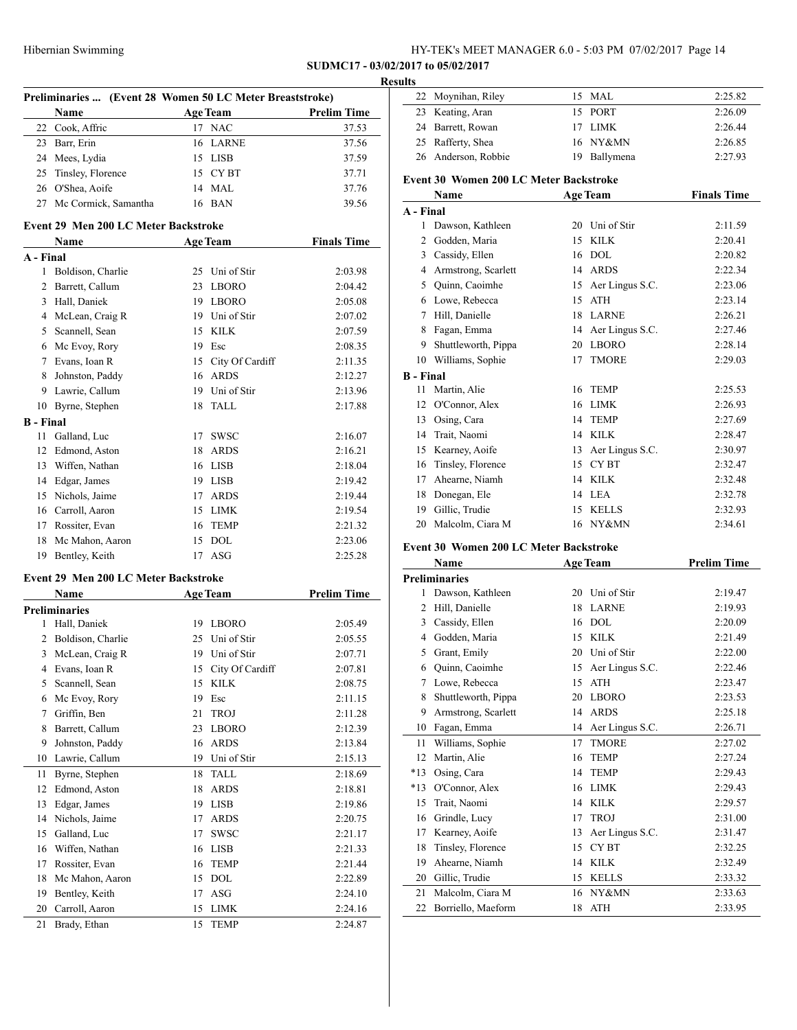**SUDMC17 - 03/02/2017 to 05/02/2017**

**Results**

### Preliminaries ... (Event 28 Women 50 LC Meter Breaststroke)

| | Name | Age | Team | Prelim Time |
|---|---|---|---|---|
| 22 | Cook, Affric | 17 | NAC | 37.53 |
| 23 | Barr, Erin | 16 | LARNE | 37.56 |
| 24 | Mees, Lydia | 15 | LISB | 37.59 |
| 25 | Tinsley, Florence | 15 | CY BT | 37.71 |
| 26 | O'Shea, Aoife | 14 | MAL | 37.76 |
| 27 | Mc Cormick, Samantha | 16 | BAN | 39.56 |

### Event 29 Men 200 LC Meter Backstroke

| | Name | Age | Team | Finals Time |
|---|---|---|---|---|
| **A - Final** | | | | |
| 1 | Boldison, Charlie | 25 | Uni of Stir | 2:03.98 |
| 2 | Barrett, Callum | 23 | LBORO | 2:04.42 |
| 3 | Hall, Daniek | 19 | LBORO | 2:05.08 |
| 4 | McLean, Craig R | 19 | Uni of Stir | 2:07.02 |
| 5 | Scannell, Sean | 15 | KILK | 2:07.59 |
| 6 | Mc Evoy, Rory | 19 | Esc | 2:08.35 |
| 7 | Evans, Ioan R | 15 | City Of Cardiff | 2:11.35 |
| 8 | Johnston, Paddy | 16 | ARDS | 2:12.27 |
| 9 | Lawrie, Callum | 19 | Uni of Stir | 2:13.96 |
| 10 | Byrne, Stephen | 18 | TALL | 2:17.88 |
| **B - Final** | | | | |
| 11 | Galland, Luc | 17 | SWSC | 2:16.07 |
| 12 | Edmond, Aston | 18 | ARDS | 2:16.21 |
| 13 | Wiffen, Nathan | 16 | LISB | 2:18.04 |
| 14 | Edgar, James | 19 | LISB | 2:19.42 |
| 15 | Nichols, Jaime | 17 | ARDS | 2:19.44 |
| 16 | Carroll, Aaron | 15 | LIMK | 2:19.54 |
| 17 | Rossiter, Evan | 16 | TEMP | 2:21.32 |
| 18 | Mc Mahon, Aaron | 15 | DOL | 2:23.06 |
| 19 | Bentley, Keith | 17 | ASG | 2:25.28 |

### Event 29 Men 200 LC Meter Backstroke

| | Name | Age | Team | Prelim Time |
|---|---|---|---|---|
| **Preliminaries** | | | | |
| 1 | Hall, Daniek | 19 | LBORO | 2:05.49 |
| 2 | Boldison, Charlie | 25 | Uni of Stir | 2:05.55 |
| 3 | McLean, Craig R | 19 | Uni of Stir | 2:07.71 |
| 4 | Evans, Ioan R | 15 | City Of Cardiff | 2:07.81 |
| 5 | Scannell, Sean | 15 | KILK | 2:08.75 |
| 6 | Mc Evoy, Rory | 19 | Esc | 2:11.15 |
| 7 | Griffin, Ben | 21 | TROJ | 2:11.28 |
| 8 | Barrett, Callum | 23 | LBORO | 2:12.39 |
| 9 | Johnston, Paddy | 16 | ARDS | 2:13.84 |
| 10 | Lawrie, Callum | 19 | Uni of Stir | 2:15.13 |
| 11 | Byrne, Stephen | 18 | TALL | 2:18.69 |
| 12 | Edmond, Aston | 18 | ARDS | 2:18.81 |
| 13 | Edgar, James | 19 | LISB | 2:19.86 |
| 14 | Nichols, Jaime | 17 | ARDS | 2:20.75 |
| 15 | Galland, Luc | 17 | SWSC | 2:21.17 |
| 16 | Wiffen, Nathan | 16 | LISB | 2:21.33 |
| 17 | Rossiter, Evan | 16 | TEMP | 2:21.44 |
| 18 | Mc Mahon, Aaron | 15 | DOL | 2:22.89 |
| 19 | Bentley, Keith | 17 | ASG | 2:24.10 |
| 20 | Carroll, Aaron | 15 | LIMK | 2:24.16 |
| 21 | Brady, Ethan | 15 | TEMP | 2:24.87 |
| 22 | Moynihan, Riley | 15 | MAL | 2:25.82 |
| 23 | Keating, Aran | 15 | PORT | 2:26.09 |
| 24 | Barrett, Rowan | 17 | LIMK | 2:26.44 |
| 25 | Rafferty, Shea | 16 | NY&MN | 2:26.85 |
| 26 | Anderson, Robbie | 19 | Ballymena | 2:27.93 |

### Event 30 Women 200 LC Meter Backstroke

| | Name | Age | Team | Finals Time |
|---|---|---|---|---|
| **A - Final** | | | | |
| 1 | Dawson, Kathleen | 20 | Uni of Stir | 2:11.59 |
| 2 | Godden, Maria | 15 | KILK | 2:20.41 |
| 3 | Cassidy, Ellen | 16 | DOL | 2:20.82 |
| 4 | Armstrong, Scarlett | 14 | ARDS | 2:22.34 |
| 5 | Quinn, Caoimhe | 15 | Aer Lingus S.C. | 2:23.06 |
| 6 | Lowe, Rebecca | 15 | ATH | 2:23.14 |
| 7 | Hill, Danielle | 18 | LARNE | 2:26.21 |
| 8 | Fagan, Emma | 14 | Aer Lingus S.C. | 2:27.46 |
| 9 | Shuttleworth, Pippa | 20 | LBORO | 2:28.14 |
| 10 | Williams, Sophie | 17 | TMORE | 2:29.03 |
| **B - Final** | | | | |
| 11 | Martin, Alie | 16 | TEMP | 2:25.53 |
| 12 | O'Connor, Alex | 16 | LIMK | 2:26.93 |
| 13 | Osing, Cara | 14 | TEMP | 2:27.69 |
| 14 | Trait, Naomi | 14 | KILK | 2:28.47 |
| 15 | Kearney, Aoife | 13 | Aer Lingus S.C. | 2:30.97 |
| 16 | Tinsley, Florence | 15 | CY BT | 2:32.47 |
| 17 | Ahearne, Niamh | 14 | KILK | 2:32.48 |
| 18 | Donegan, Ele | 14 | LEA | 2:32.78 |
| 19 | Gillic, Trudie | 15 | KELLS | 2:32.93 |
| 20 | Malcolm, Ciara M | 16 | NY&MN | 2:34.61 |

### Event 30 Women 200 LC Meter Backstroke

| | Name | Age | Team | Prelim Time |
|---|---|---|---|---|
| **Preliminaries** | | | | |
| 1 | Dawson, Kathleen | 20 | Uni of Stir | 2:19.47 |
| 2 | Hill, Danielle | 18 | LARNE | 2:19.93 |
| 3 | Cassidy, Ellen | 16 | DOL | 2:20.09 |
| 4 | Godden, Maria | 15 | KILK | 2:21.49 |
| 5 | Grant, Emily | 20 | Uni of Stir | 2:22.00 |
| 6 | Quinn, Caoimhe | 15 | Aer Lingus S.C. | 2:22.46 |
| 7 | Lowe, Rebecca | 15 | ATH | 2:23.47 |
| 8 | Shuttleworth, Pippa | 20 | LBORO | 2:23.53 |
| 9 | Armstrong, Scarlett | 14 | ARDS | 2:25.18 |
| 10 | Fagan, Emma | 14 | Aer Lingus S.C. | 2:26.71 |
| 11 | Williams, Sophie | 17 | TMORE | 2:27.02 |
| 12 | Martin, Alie | 16 | TEMP | 2:27.24 |
| *13 | Osing, Cara | 14 | TEMP | 2:29.43 |
| *13 | O'Connor, Alex | 16 | LIMK | 2:29.43 |
| 15 | Trait, Naomi | 14 | KILK | 2:29.57 |
| 16 | Grindle, Lucy | 17 | TROJ | 2:31.00 |
| 17 | Kearney, Aoife | 13 | Aer Lingus S.C. | 2:31.47 |
| 18 | Tinsley, Florence | 15 | CY BT | 2:32.25 |
| 19 | Ahearne, Niamh | 14 | KILK | 2:32.49 |
| 20 | Gillic, Trudie | 15 | KELLS | 2:33.32 |
| 21 | Malcolm, Ciara M | 16 | NY&MN | 2:33.63 |
| 22 | Borriello, Maeform | 18 | ATH | 2:33.95 |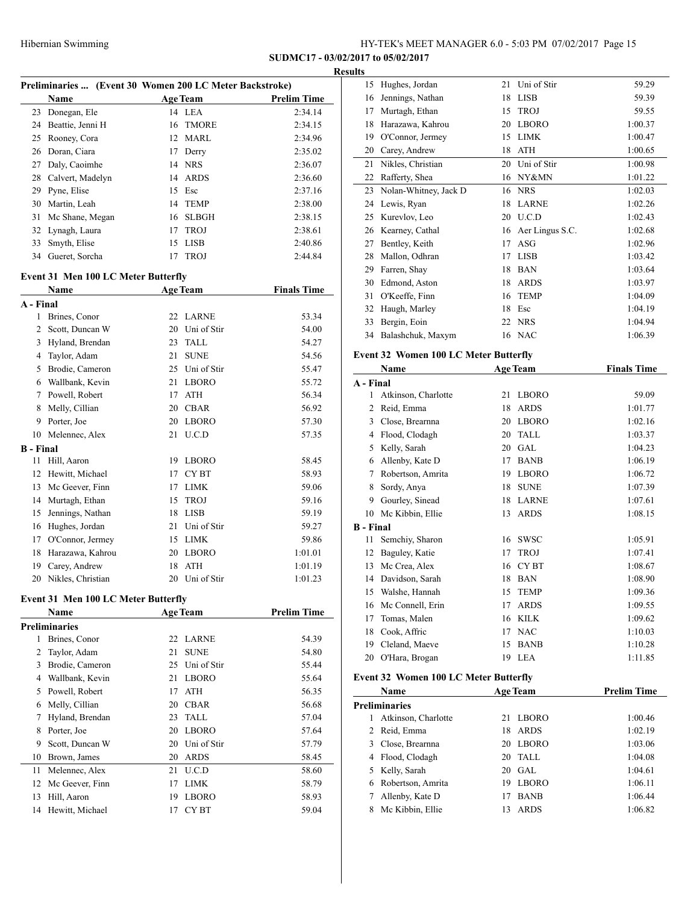## Results

### Preliminaries ... (Event 30 Women 200 LC Meter Backstroke)

| | Name | Age | Team | Prelim Time |
|---|---|---|---|---|
| 23 | Donegan, Ele | 14 | LEA | 2:34.14 |
| 24 | Beattie, Jenni H | 16 | TMORE | 2:34.15 |
| 25 | Rooney, Cora | 12 | MARL | 2:34.96 |
| 26 | Doran, Ciara | 17 | Derry | 2:35.02 |
| 27 | Daly, Caoimhe | 14 | NRS | 2:36.07 |
| 28 | Calvert, Madelyn | 14 | ARDS | 2:36.60 |
| 29 | Pyne, Elise | 15 | Esc | 2:37.16 |
| 30 | Martin, Leah | 14 | TEMP | 2:38.00 |
| 31 | Mc Shane, Megan | 16 | SLBGH | 2:38.15 |
| 32 | Lynagh, Laura | 17 | TROJ | 2:38.61 |
| 33 | Smyth, Elise | 15 | LISB | 2:40.86 |
| 34 | Gueret, Sorcha | 17 | TROJ | 2:44.84 |

### Event 31 Men 100 LC Meter Butterfly

| | Name | Age | Team | Finals Time |
|---|---|---|---|---|
| **A - Final** | | | | |
| 1 | Brines, Conor | 22 | LARNE | 53.34 |
| 2 | Scott, Duncan W | 20 | Uni of Stir | 54.00 |
| 3 | Hyland, Brendan | 23 | TALL | 54.27 |
| 4 | Taylor, Adam | 21 | SUNE | 54.56 |
| 5 | Brodie, Cameron | 25 | Uni of Stir | 55.47 |
| 6 | Wallbank, Kevin | 21 | LBORO | 55.72 |
| 7 | Powell, Robert | 17 | ATH | 56.34 |
| 8 | Melly, Cillian | 20 | CBAR | 56.92 |
| 9 | Porter, Joe | 20 | LBORO | 57.30 |
| 10 | Melennec, Alex | 21 | U.C.D | 57.35 |
| **B - Final** | | | | |
| 11 | Hill, Aaron | 19 | LBORO | 58.45 |
| 12 | Hewitt, Michael | 17 | CY BT | 58.93 |
| 13 | Mc Geever, Finn | 17 | LIMK | 59.06 |
| 14 | Murtagh, Ethan | 15 | TROJ | 59.16 |
| 15 | Jennings, Nathan | 18 | LISB | 59.19 |
| 16 | Hughes, Jordan | 21 | Uni of Stir | 59.27 |
| 17 | O'Connor, Jermey | 15 | LIMK | 59.86 |
| 18 | Harazawa, Kahrou | 20 | LBORO | 1:01.01 |
| 19 | Carey, Andrew | 18 | ATH | 1:01.19 |
| 20 | Nikles, Christian | 20 | Uni of Stir | 1:01.23 |

### Event 31 Men 100 LC Meter Butterfly

| | Name | Age | Team | Prelim Time |
|---|---|---|---|---|
| **Preliminaries** | | | | |
| 1 | Brines, Conor | 22 | LARNE | 54.39 |
| 2 | Taylor, Adam | 21 | SUNE | 54.80 |
| 3 | Brodie, Cameron | 25 | Uni of Stir | 55.44 |
| 4 | Wallbank, Kevin | 21 | LBORO | 55.64 |
| 5 | Powell, Robert | 17 | ATH | 56.35 |
| 6 | Melly, Cillian | 20 | CBAR | 56.68 |
| 7 | Hyland, Brendan | 23 | TALL | 57.04 |
| 8 | Porter, Joe | 20 | LBORO | 57.64 |
| 9 | Scott, Duncan W | 20 | Uni of Stir | 57.79 |
| 10 | Brown, James | 20 | ARDS | 58.45 |
| 11 | Melennec, Alex | 21 | U.C.D | 58.60 |
| 12 | Mc Geever, Finn | 17 | LIMK | 58.79 |
| 13 | Hill, Aaron | 19 | LBORO | 58.93 |
| 14 | Hewitt, Michael | 17 | CY BT | 59.04 |
| 15 | Hughes, Jordan | 21 | Uni of Stir | 59.29 |
| 16 | Jennings, Nathan | 18 | LISB | 59.39 |
| 17 | Murtagh, Ethan | 15 | TROJ | 59.55 |
| 18 | Harazawa, Kahrou | 20 | LBORO | 1:00.37 |
| 19 | O'Connor, Jermey | 15 | LIMK | 1:00.47 |
| 20 | Carey, Andrew | 18 | ATH | 1:00.65 |
| 21 | Nikles, Christian | 20 | Uni of Stir | 1:00.98 |
| 22 | Rafferty, Shea | 16 | NY&MN | 1:01.22 |
| 23 | Nolan-Whitney, Jack D | 16 | NRS | 1:02.03 |
| 24 | Lewis, Ryan | 18 | LARNE | 1:02.26 |
| 25 | Kurevlov, Leo | 20 | U.C.D | 1:02.43 |
| 26 | Kearney, Cathal | 16 | Aer Lingus S.C. | 1:02.68 |
| 27 | Bentley, Keith | 17 | ASG | 1:02.96 |
| 28 | Mallon, Odhran | 17 | LISB | 1:03.42 |
| 29 | Farren, Shay | 18 | BAN | 1:03.64 |
| 30 | Edmond, Aston | 18 | ARDS | 1:03.97 |
| 31 | O'Keeffe, Finn | 16 | TEMP | 1:04.09 |
| 32 | Haugh, Marley | 18 | Esc | 1:04.19 |
| 33 | Bergin, Eoin | 22 | NRS | 1:04.94 |
| 34 | Balashchuk, Maxym | 16 | NAC | 1:06.39 |

### Event 32 Women 100 LC Meter Butterfly

| | Name | Age | Team | Finals Time |
|---|---|---|---|---|
| **A - Final** | | | | |
| 1 | Atkinson, Charlotte | 21 | LBORO | 59.09 |
| 2 | Reid, Emma | 18 | ARDS | 1:01.77 |
| 3 | Close, Brearnna | 20 | LBORO | 1:02.16 |
| 4 | Flood, Clodagh | 20 | TALL | 1:03.37 |
| 5 | Kelly, Sarah | 20 | GAL | 1:04.23 |
| 6 | Allenby, Kate D | 17 | BANB | 1:06.19 |
| 7 | Robertson, Amrita | 19 | LBORO | 1:06.72 |
| 8 | Sordy, Anya | 18 | SUNE | 1:07.39 |
| 9 | Gourley, Sinead | 18 | LARNE | 1:07.61 |
| 10 | Mc Kibbin, Ellie | 13 | ARDS | 1:08.15 |
| **B - Final** | | | | |
| 11 | Semchiy, Sharon | 16 | SWSC | 1:05.91 |
| 12 | Baguley, Katie | 17 | TROJ | 1:07.41 |
| 13 | Mc Crea, Alex | 16 | CY BT | 1:08.67 |
| 14 | Davidson, Sarah | 18 | BAN | 1:08.90 |
| 15 | Walshe, Hannah | 15 | TEMP | 1:09.36 |
| 16 | Mc Connell, Erin | 17 | ARDS | 1:09.55 |
| 17 | Tomas, Malen | 16 | KILK | 1:09.62 |
| 18 | Cook, Affric | 17 | NAC | 1:10.03 |
| 19 | Cleland, Maeve | 15 | BANB | 1:10.28 |
| 20 | O'Hara, Brogan | 19 | LEA | 1:11.85 |

### Event 32 Women 100 LC Meter Butterfly

| | Name | Age | Team | Prelim Time |
|---|---|---|---|---|
| **Preliminaries** | | | | |
| 1 | Atkinson, Charlotte | 21 | LBORO | 1:00.46 |
| 2 | Reid, Emma | 18 | ARDS | 1:02.19 |
| 3 | Close, Brearnna | 20 | LBORO | 1:03.06 |
| 4 | Flood, Clodagh | 20 | TALL | 1:04.08 |
| 5 | Kelly, Sarah | 20 | GAL | 1:04.61 |
| 6 | Robertson, Amrita | 19 | LBORO | 1:06.11 |
| 7 | Allenby, Kate D | 17 | BANB | 1:06.44 |
| 8 | Mc Kibbin, Ellie | 13 | ARDS | 1:06.82 |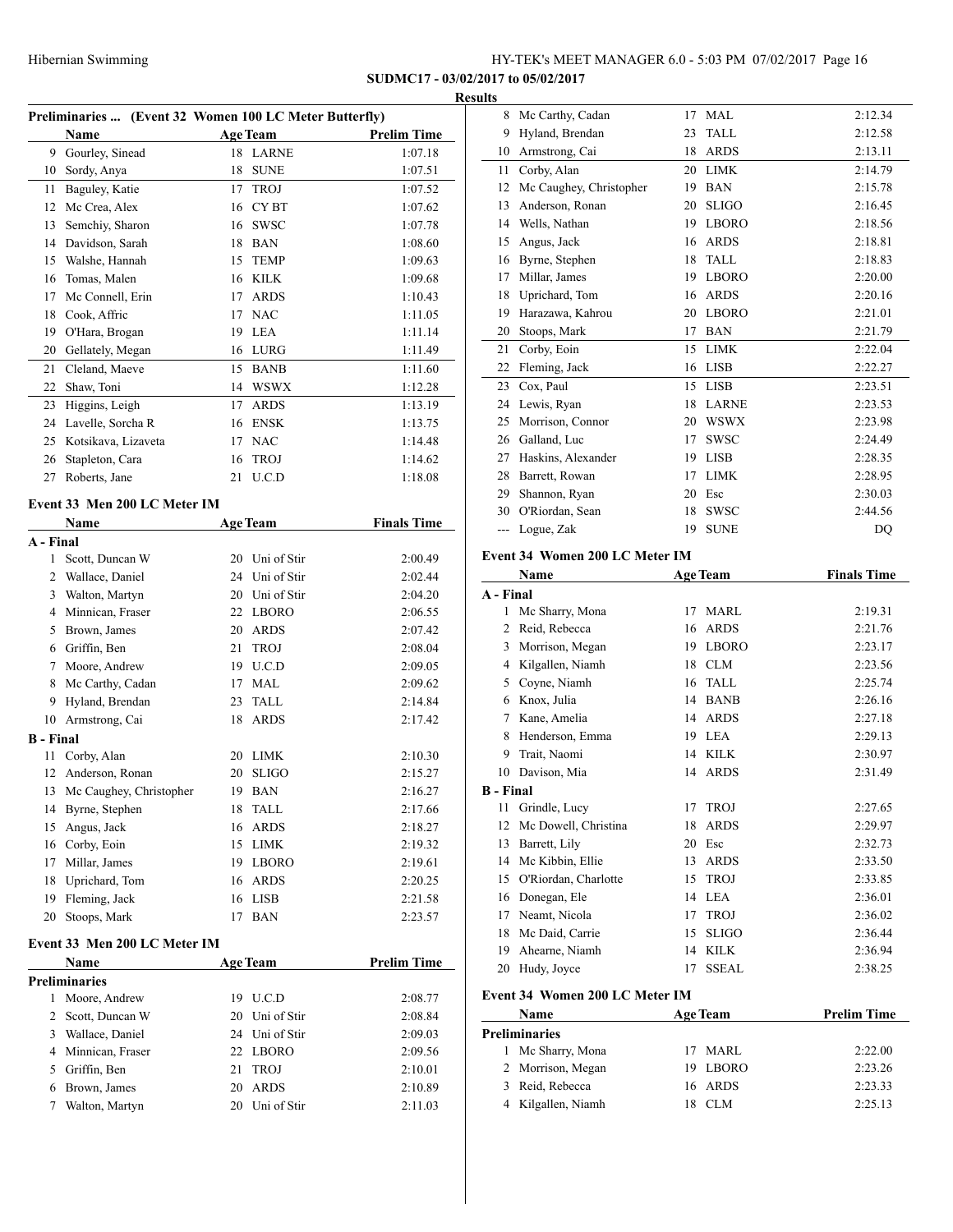**SUDMC17 - 03/02/2017 to 05/02/2017**

**Results**

### Preliminaries ... (Event 32 Women 100 LC Meter Butterfly)

| | Name | Age | Team | Prelim Time |
|---|---|---|---|---|
| 9 | Gourley, Sinead | 18 | LARNE | 1:07.18 |
| 10 | Sordy, Anya | 18 | SUNE | 1:07.51 |
| 11 | Baguley, Katie | 17 | TROJ | 1:07.52 |
| 12 | Mc Crea, Alex | 16 | CY BT | 1:07.62 |
| 13 | Semchiy, Sharon | 16 | SWSC | 1:07.78 |
| 14 | Davidson, Sarah | 18 | BAN | 1:08.60 |
| 15 | Walshe, Hannah | 15 | TEMP | 1:09.63 |
| 16 | Tomas, Malen | 16 | KILK | 1:09.68 |
| 17 | Mc Connell, Erin | 17 | ARDS | 1:10.43 |
| 18 | Cook, Affric | 17 | NAC | 1:11.05 |
| 19 | O'Hara, Brogan | 19 | LEA | 1:11.14 |
| 20 | Gellately, Megan | 16 | LURG | 1:11.49 |
| 21 | Cleland, Maeve | 15 | BANB | 1:11.60 |
| 22 | Shaw, Toni | 14 | WSWX | 1:12.28 |
| 23 | Higgins, Leigh | 17 | ARDS | 1:13.19 |
| 24 | Lavelle, Sorcha R | 16 | ENSK | 1:13.75 |
| 25 | Kotsikava, Lizaveta | 17 | NAC | 1:14.48 |
| 26 | Stapleton, Cara | 16 | TROJ | 1:14.62 |
| 27 | Roberts, Jane | 21 | U.C.D | 1:18.08 |

### Event 33 Men 200 LC Meter IM

| | Name | Age | Team | Finals Time |
|---|---|---|---|---|
| **A - Final** | | | | |
| 1 | Scott, Duncan W | 20 | Uni of Stir | 2:00.49 |
| 2 | Wallace, Daniel | 24 | Uni of Stir | 2:02.44 |
| 3 | Walton, Martyn | 20 | Uni of Stir | 2:04.20 |
| 4 | Minnican, Fraser | 22 | LBORO | 2:06.55 |
| 5 | Brown, James | 20 | ARDS | 2:07.42 |
| 6 | Griffin, Ben | 21 | TROJ | 2:08.04 |
| 7 | Moore, Andrew | 19 | U.C.D | 2:09.05 |
| 8 | Mc Carthy, Cadan | 17 | MAL | 2:09.62 |
| 9 | Hyland, Brendan | 23 | TALL | 2:14.84 |
| 10 | Armstrong, Cai | 18 | ARDS | 2:17.42 |
| **B - Final** | | | | |
| 11 | Corby, Alan | 20 | LIMK | 2:10.30 |
| 12 | Anderson, Ronan | 20 | SLIGO | 2:15.27 |
| 13 | Mc Caughey, Christopher | 19 | BAN | 2:16.27 |
| 14 | Byrne, Stephen | 18 | TALL | 2:17.66 |
| 15 | Angus, Jack | 16 | ARDS | 2:18.27 |
| 16 | Corby, Eoin | 15 | LIMK | 2:19.32 |
| 17 | Millar, James | 19 | LBORO | 2:19.61 |
| 18 | Uprichard, Tom | 16 | ARDS | 2:20.25 |
| 19 | Fleming, Jack | 16 | LISB | 2:21.58 |
| 20 | Stoops, Mark | 17 | BAN | 2:23.57 |

### Event 33 Men 200 LC Meter IM

| | Name | Age | Team | Prelim Time |
|---|---|---|---|---|
| **Preliminaries** | | | | |
| 1 | Moore, Andrew | 19 | U.C.D | 2:08.77 |
| 2 | Scott, Duncan W | 20 | Uni of Stir | 2:08.84 |
| 3 | Wallace, Daniel | 24 | Uni of Stir | 2:09.03 |
| 4 | Minnican, Fraser | 22 | LBORO | 2:09.56 |
| 5 | Griffin, Ben | 21 | TROJ | 2:10.01 |
| 6 | Brown, James | 20 | ARDS | 2:10.89 |
| 7 | Walton, Martyn | 20 | Uni of Stir | 2:11.03 |
| 8 | Mc Carthy, Cadan | 17 | MAL | 2:12.34 |
| 9 | Hyland, Brendan | 23 | TALL | 2:12.58 |
| 10 | Armstrong, Cai | 18 | ARDS | 2:13.11 |
| 11 | Corby, Alan | 20 | LIMK | 2:14.79 |
| 12 | Mc Caughey, Christopher | 19 | BAN | 2:15.78 |
| 13 | Anderson, Ronan | 20 | SLIGO | 2:16.45 |
| 14 | Wells, Nathan | 19 | LBORO | 2:18.56 |
| 15 | Angus, Jack | 16 | ARDS | 2:18.81 |
| 16 | Byrne, Stephen | 18 | TALL | 2:18.83 |
| 17 | Millar, James | 19 | LBORO | 2:20.00 |
| 18 | Uprichard, Tom | 16 | ARDS | 2:20.16 |
| 19 | Harazawa, Kahrou | 20 | LBORO | 2:21.01 |
| 20 | Stoops, Mark | 17 | BAN | 2:21.79 |
| 21 | Corby, Eoin | 15 | LIMK | 2:22.04 |
| 22 | Fleming, Jack | 16 | LISB | 2:22.27 |
| 23 | Cox, Paul | 15 | LISB | 2:23.51 |
| 24 | Lewis, Ryan | 18 | LARNE | 2:23.53 |
| 25 | Morrison, Connor | 20 | WSWX | 2:23.98 |
| 26 | Galland, Luc | 17 | SWSC | 2:24.49 |
| 27 | Haskins, Alexander | 19 | LISB | 2:28.35 |
| 28 | Barrett, Rowan | 17 | LIMK | 2:28.95 |
| 29 | Shannon, Ryan | 20 | Esc | 2:30.03 |
| 30 | O'Riordan, Sean | 18 | SWSC | 2:44.56 |
| --- | Logue, Zak | 19 | SUNE | DQ |

### Event 34 Women 200 LC Meter IM

| | Name | Age | Team | Finals Time |
|---|---|---|---|---|
| **A - Final** | | | | |
| 1 | Mc Sharry, Mona | 17 | MARL | 2:19.31 |
| 2 | Reid, Rebecca | 16 | ARDS | 2:21.76 |
| 3 | Morrison, Megan | 19 | LBORO | 2:23.17 |
| 4 | Kilgallen, Niamh | 18 | CLM | 2:23.56 |
| 5 | Coyne, Niamh | 16 | TALL | 2:25.74 |
| 6 | Knox, Julia | 14 | BANB | 2:26.16 |
| 7 | Kane, Amelia | 14 | ARDS | 2:27.18 |
| 8 | Henderson, Emma | 19 | LEA | 2:29.13 |
| 9 | Trait, Naomi | 14 | KILK | 2:30.97 |
| 10 | Davison, Mia | 14 | ARDS | 2:31.49 |
| **B - Final** | | | | |
| 11 | Grindle, Lucy | 17 | TROJ | 2:27.65 |
| 12 | Mc Dowell, Christina | 18 | ARDS | 2:29.97 |
| 13 | Barrett, Lily | 20 | Esc | 2:32.73 |
| 14 | Mc Kibbin, Ellie | 13 | ARDS | 2:33.50 |
| 15 | O'Riordan, Charlotte | 15 | TROJ | 2:33.85 |
| 16 | Donegan, Ele | 14 | LEA | 2:36.01 |
| 17 | Neamt, Nicola | 17 | TROJ | 2:36.02 |
| 18 | Mc Daid, Carrie | 15 | SLIGO | 2:36.44 |
| 19 | Ahearne, Niamh | 14 | KILK | 2:36.94 |
| 20 | Hudy, Joyce | 17 | SSEAL | 2:38.25 |

### Event 34 Women 200 LC Meter IM

| | Name | Age | Team | Prelim Time |
|---|---|---|---|---|
| **Preliminaries** | | | | |
| 1 | Mc Sharry, Mona | 17 | MARL | 2:22.00 |
| 2 | Morrison, Megan | 19 | LBORO | 2:23.26 |
| 3 | Reid, Rebecca | 16 | ARDS | 2:23.33 |
| 4 | Kilgallen, Niamh | 18 | CLM | 2:25.13 |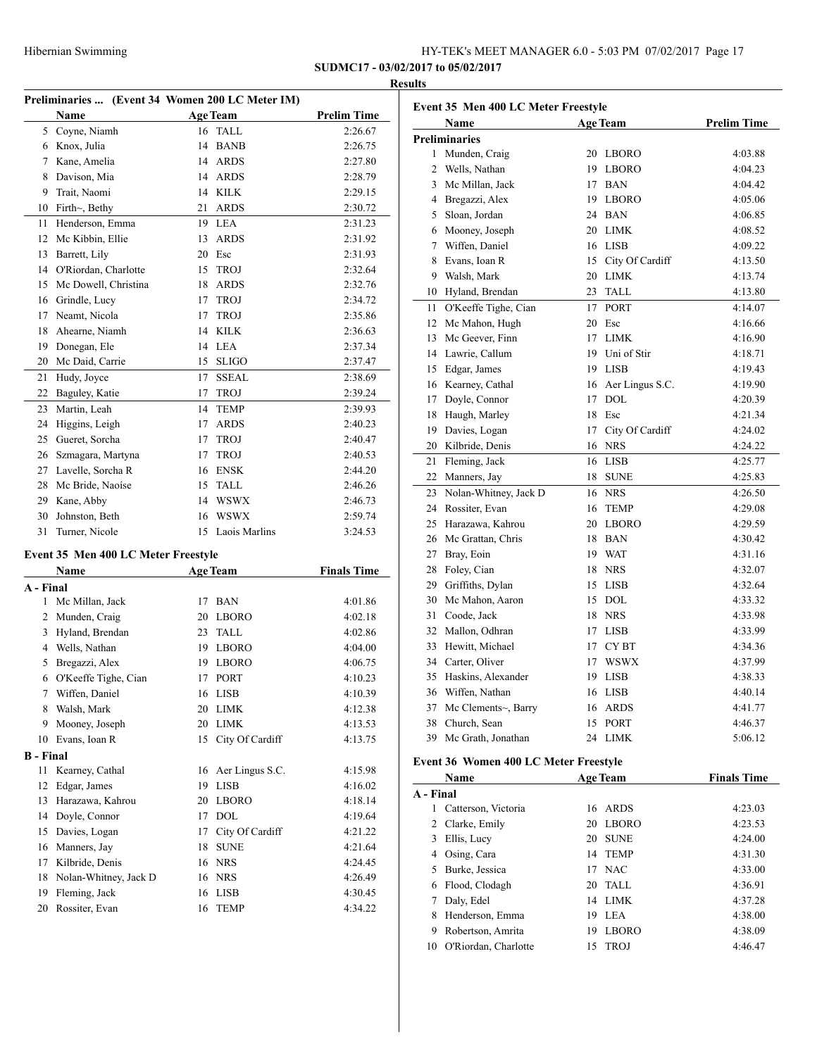**SUDMC17 - 03/02/2017 to 05/02/2017**

**Results**

### Preliminaries ... (Event 34 Women 200 LC Meter IM)

| | Name | Age | Team | Prelim Time |
|---|---|---|---|---|
| 5 | Coyne, Niamh | 16 | TALL | 2:26.67 |
| 6 | Knox, Julia | 14 | BANB | 2:26.75 |
| 7 | Kane, Amelia | 14 | ARDS | 2:27.80 |
| 8 | Davison, Mia | 14 | ARDS | 2:28.79 |
| 9 | Trait, Naomi | 14 | KILK | 2:29.15 |
| 10 | Firth~, Bethy | 21 | ARDS | 2:30.72 |
| 11 | Henderson, Emma | 19 | LEA | 2:31.23 |
| 12 | Mc Kibbin, Ellie | 13 | ARDS | 2:31.92 |
| 13 | Barrett, Lily | 20 | Esc | 2:31.93 |
| 14 | O'Riordan, Charlotte | 15 | TROJ | 2:32.64 |
| 15 | Mc Dowell, Christina | 18 | ARDS | 2:32.76 |
| 16 | Grindle, Lucy | 17 | TROJ | 2:34.72 |
| 17 | Neamt, Nicola | 17 | TROJ | 2:35.86 |
| 18 | Ahearne, Niamh | 14 | KILK | 2:36.63 |
| 19 | Donegan, Ele | 14 | LEA | 2:37.34 |
| 20 | Mc Daid, Carrie | 15 | SLIGO | 2:37.47 |
| 21 | Hudy, Joyce | 17 | SSEAL | 2:38.69 |
| 22 | Baguley, Katie | 17 | TROJ | 2:39.24 |
| 23 | Martin, Leah | 14 | TEMP | 2:39.93 |
| 24 | Higgins, Leigh | 17 | ARDS | 2:40.23 |
| 25 | Gueret, Sorcha | 17 | TROJ | 2:40.47 |
| 26 | Szmagara, Martyna | 17 | TROJ | 2:40.53 |
| 27 | Lavelle, Sorcha R | 16 | ENSK | 2:44.20 |
| 28 | Mc Bride, Naoíse | 15 | TALL | 2:46.26 |
| 29 | Kane, Abby | 14 | WSWX | 2:46.73 |
| 30 | Johnston, Beth | 16 | WSWX | 2:59.74 |
| 31 | Turner, Nicole | 15 | Laois Marlins | 3:24.53 |

### Event 35 Men 400 LC Meter Freestyle

| | Name | Age | Team | Finals Time |
|---|---|---|---|---|
| **A - Final** | | | | |
| 1 | Mc Millan, Jack | 17 | BAN | 4:01.86 |
| 2 | Munden, Craig | 20 | LBORO | 4:02.18 |
| 3 | Hyland, Brendan | 23 | TALL | 4:02.86 |
| 4 | Wells, Nathan | 19 | LBORO | 4:04.00 |
| 5 | Bregazzi, Alex | 19 | LBORO | 4:06.75 |
| 6 | O'Keeffe Tighe, Cian | 17 | PORT | 4:10.23 |
| 7 | Wiffen, Daniel | 16 | LISB | 4:10.39 |
| 8 | Walsh, Mark | 20 | LIMK | 4:12.38 |
| 9 | Mooney, Joseph | 20 | LIMK | 4:13.53 |
| 10 | Evans, Ioan R | 15 | City Of Cardiff | 4:13.75 |
| **B - Final** | | | | |
| 11 | Kearney, Cathal | 16 | Aer Lingus S.C. | 4:15.98 |
| 12 | Edgar, James | 19 | LISB | 4:16.02 |
| 13 | Harazawa, Kahrou | 20 | LBORO | 4:18.14 |
| 14 | Doyle, Connor | 17 | DOL | 4:19.64 |
| 15 | Davies, Logan | 17 | City Of Cardiff | 4:21.22 |
| 16 | Manners, Jay | 18 | SUNE | 4:21.64 |
| 17 | Kilbride, Denis | 16 | NRS | 4:24.45 |
| 18 | Nolan-Whitney, Jack D | 16 | NRS | 4:26.49 |
| 19 | Fleming, Jack | 16 | LISB | 4:30.45 |
| 20 | Rossiter, Evan | 16 | TEMP | 4:34.22 |

### Event 35 Men 400 LC Meter Freestyle

| | Name | Age | Team | Prelim Time |
|---|---|---|---|---|
| **Preliminaries** | | | | |
| 1 | Munden, Craig | 20 | LBORO | 4:03.88 |
| 2 | Wells, Nathan | 19 | LBORO | 4:04.23 |
| 3 | Mc Millan, Jack | 17 | BAN | 4:04.42 |
| 4 | Bregazzi, Alex | 19 | LBORO | 4:05.06 |
| 5 | Sloan, Jordan | 24 | BAN | 4:06.85 |
| 6 | Mooney, Joseph | 20 | LIMK | 4:08.52 |
| 7 | Wiffen, Daniel | 16 | LISB | 4:09.22 |
| 8 | Evans, Ioan R | 15 | City Of Cardiff | 4:13.50 |
| 9 | Walsh, Mark | 20 | LIMK | 4:13.74 |
| 10 | Hyland, Brendan | 23 | TALL | 4:13.80 |
| 11 | O'Keeffe Tighe, Cian | 17 | PORT | 4:14.07 |
| 12 | Mc Mahon, Hugh | 20 | Esc | 4:16.66 |
| 13 | Mc Geever, Finn | 17 | LIMK | 4:16.90 |
| 14 | Lawrie, Callum | 19 | Uni of Stir | 4:18.71 |
| 15 | Edgar, James | 19 | LISB | 4:19.43 |
| 16 | Kearney, Cathal | 16 | Aer Lingus S.C. | 4:19.90 |
| 17 | Doyle, Connor | 17 | DOL | 4:20.39 |
| 18 | Haugh, Marley | 18 | Esc | 4:21.34 |
| 19 | Davies, Logan | 17 | City Of Cardiff | 4:24.02 |
| 20 | Kilbride, Denis | 16 | NRS | 4:24.22 |
| 21 | Fleming, Jack | 16 | LISB | 4:25.77 |
| 22 | Manners, Jay | 18 | SUNE | 4:25.83 |
| 23 | Nolan-Whitney, Jack D | 16 | NRS | 4:26.50 |
| 24 | Rossiter, Evan | 16 | TEMP | 4:29.08 |
| 25 | Harazawa, Kahrou | 20 | LBORO | 4:29.59 |
| 26 | Mc Grattan, Chris | 18 | BAN | 4:30.42 |
| 27 | Bray, Eoin | 19 | WAT | 4:31.16 |
| 28 | Foley, Cian | 18 | NRS | 4:32.07 |
| 29 | Griffiths, Dylan | 15 | LISB | 4:32.64 |
| 30 | Mc Mahon, Aaron | 15 | DOL | 4:33.32 |
| 31 | Coode, Jack | 18 | NRS | 4:33.98 |
| 32 | Mallon, Odhran | 17 | LISB | 4:33.99 |
| 33 | Hewitt, Michael | 17 | CY BT | 4:34.36 |
| 34 | Carter, Oliver | 17 | WSWX | 4:37.99 |
| 35 | Haskins, Alexander | 19 | LISB | 4:38.33 |
| 36 | Wiffen, Nathan | 16 | LISB | 4:40.14 |
| 37 | Mc Clements~, Barry | 16 | ARDS | 4:41.77 |
| 38 | Church, Sean | 15 | PORT | 4:46.37 |
| 39 | Mc Grath, Jonathan | 24 | LIMK | 5:06.12 |

### Event 36 Women 400 LC Meter Freestyle

| | Name | Age | Team | Finals Time |
|---|---|---|---|---|
| **A - Final** | | | | |
| 1 | Catterson, Victoria | 16 | ARDS | 4:23.03 |
| 2 | Clarke, Emily | 20 | LBORO | 4:23.53 |
| 3 | Ellis, Lucy | 20 | SUNE | 4:24.00 |
| 4 | Osing, Cara | 14 | TEMP | 4:31.30 |
| 5 | Burke, Jessica | 17 | NAC | 4:33.00 |
| 6 | Flood, Clodagh | 20 | TALL | 4:36.91 |
| 7 | Daly, Edel | 14 | LIMK | 4:37.28 |
| 8 | Henderson, Emma | 19 | LEA | 4:38.00 |
| 9 | Robertson, Amrita | 19 | LBORO | 4:38.09 |
| 10 | O'Riordan, Charlotte | 15 | TROJ | 4:46.47 |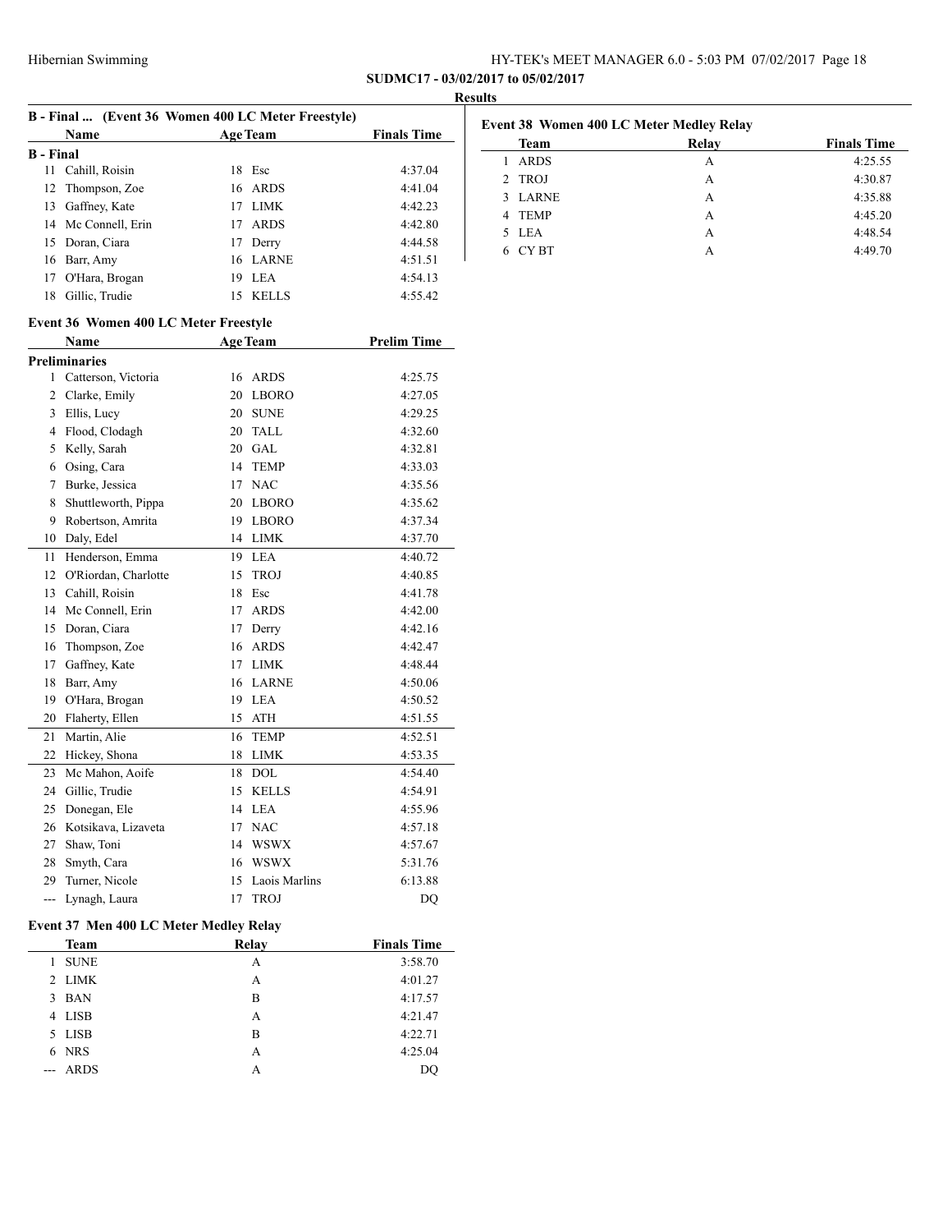**SUDMC17 - 03/02/2017 to 05/02/2017**

**Results**

### B - Final ... (Event 36 Women 400 LC Meter Freestyle)

| | Name | Age | Team | Finals Time |
|---|---|---|---|---|
| **B - Final** | | | | |
| 11 | Cahill, Roisin | 18 | Esc | 4:37.04 |
| 12 | Thompson, Zoe | 16 | ARDS | 4:41.04 |
| 13 | Gaffney, Kate | 17 | LIMK | 4:42.23 |
| 14 | Mc Connell, Erin | 17 | ARDS | 4:42.80 |
| 15 | Doran, Ciara | 17 | Derry | 4:44.58 |
| 16 | Barr, Amy | 16 | LARNE | 4:51.51 |
| 17 | O'Hara, Brogan | 19 | LEA | 4:54.13 |
| 18 | Gillic, Trudie | 15 | KELLS | 4:55.42 |

### Event 36 Women 400 LC Meter Freestyle

| | Name | Age | Team | Prelim Time |
|---|---|---|---|---|
| **Preliminaries** | | | | |
| 1 | Catterson, Victoria | 16 | ARDS | 4:25.75 |
| 2 | Clarke, Emily | 20 | LBORO | 4:27.05 |
| 3 | Ellis, Lucy | 20 | SUNE | 4:29.25 |
| 4 | Flood, Clodagh | 20 | TALL | 4:32.60 |
| 5 | Kelly, Sarah | 20 | GAL | 4:32.81 |
| 6 | Osing, Cara | 14 | TEMP | 4:33.03 |
| 7 | Burke, Jessica | 17 | NAC | 4:35.56 |
| 8 | Shuttleworth, Pippa | 20 | LBORO | 4:35.62 |
| 9 | Robertson, Amrita | 19 | LBORO | 4:37.34 |
| 10 | Daly, Edel | 14 | LIMK | 4:37.70 |
| 11 | Henderson, Emma | 19 | LEA | 4:40.72 |
| 12 | O'Riordan, Charlotte | 15 | TROJ | 4:40.85 |
| 13 | Cahill, Roisin | 18 | Esc | 4:41.78 |
| 14 | Mc Connell, Erin | 17 | ARDS | 4:42.00 |
| 15 | Doran, Ciara | 17 | Derry | 4:42.16 |
| 16 | Thompson, Zoe | 16 | ARDS | 4:42.47 |
| 17 | Gaffney, Kate | 17 | LIMK | 4:48.44 |
| 18 | Barr, Amy | 16 | LARNE | 4:50.06 |
| 19 | O'Hara, Brogan | 19 | LEA | 4:50.52 |
| 20 | Flaherty, Ellen | 15 | ATH | 4:51.55 |
| 21 | Martin, Alie | 16 | TEMP | 4:52.51 |
| 22 | Hickey, Shona | 18 | LIMK | 4:53.35 |
| 23 | Mc Mahon, Aoife | 18 | DOL | 4:54.40 |
| 24 | Gillic, Trudie | 15 | KELLS | 4:54.91 |
| 25 | Donegan, Ele | 14 | LEA | 4:55.96 |
| 26 | Kotsikava, Lizaveta | 17 | NAC | 4:57.18 |
| 27 | Shaw, Toni | 14 | WSWX | 4:57.67 |
| 28 | Smyth, Cara | 16 | WSWX | 5:31.76 |
| 29 | Turner, Nicole | 15 | Laois Marlins | 6:13.88 |
| --- | Lynagh, Laura | 17 | TROJ | DQ |

### Event 37 Men 400 LC Meter Medley Relay

| | Team | Relay | Finals Time |
|---|---|---|---|
| 1 | SUNE | A | 3:58.70 |
| 2 | LIMK | A | 4:01.27 |
| 3 | BAN | B | 4:17.57 |
| 4 | LISB | A | 4:21.47 |
| 5 | LISB | B | 4:22.71 |
| 6 | NRS | A | 4:25.04 |
| --- | ARDS | A | DQ |

### Event 38 Women 400 LC Meter Medley Relay

| | Team | Relay | Finals Time |
|---|---|---|---|
| 1 | ARDS | A | 4:25.55 |
| 2 | TROJ | A | 4:30.87 |
| 3 | LARNE | A | 4:35.88 |
| 4 | TEMP | A | 4:45.20 |
| 5 | LEA | A | 4:48.54 |
| 6 | CY BT | A | 4:49.70 |